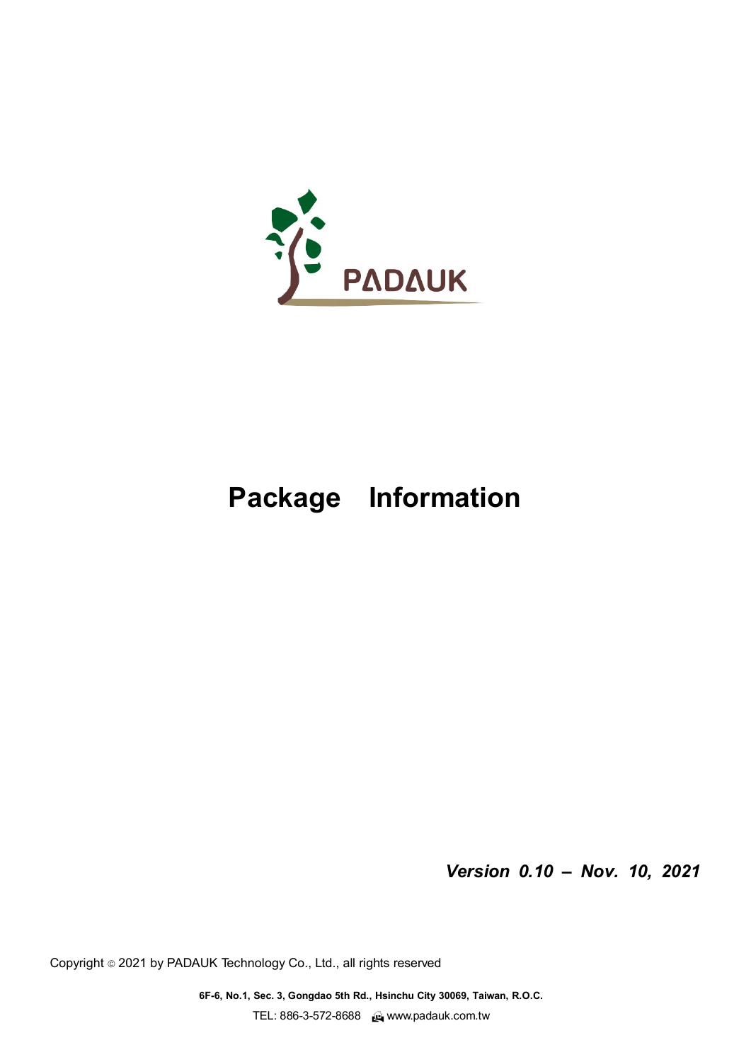PADAUK

# Package Information

***Version 0.10 – Nov. 10, 2021***

Copyright © 2021 by PADAUK Technology Co., Ltd., all rights reserved

**6F-6, No.1, Sec. 3, Gongdao 5th Rd., Hsinchu City 30069, Taiwan, R.O.C.**

TEL: 886-3-572-8688 www.padauk.com.tw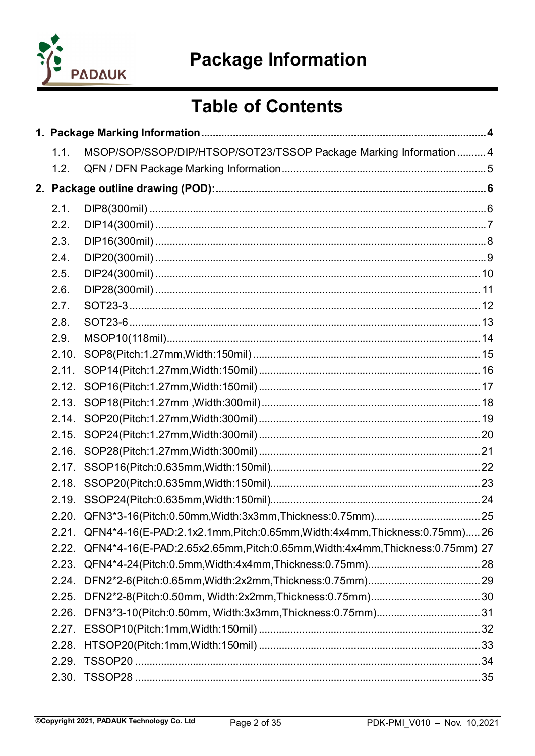# Package Information

## Table of Contents

**1. Package Marking Information .......... 4**

- 1.1. MSOP/SOP/SSOP/DIP/HTSOP/SOT23/TSSOP Package Marking Information .......... 4
- 1.2. QFN / DFN Package Marking Information .......... 5

**2. Package outline drawing (POD): .......... 6**

- 2.1. DIP8(300mil) .......... 6
- 2.2. DIP14(300mil) .......... 7
- 2.3. DIP16(300mil) .......... 8
- 2.4. DIP20(300mil) .......... 9
- 2.5. DIP24(300mil) .......... 10
- 2.6. DIP28(300mil) .......... 11
- 2.7. SOT23-3 .......... 12
- 2.8. SOT23-6 .......... 13
- 2.9. MSOP10(118mil) .......... 14
- 2.10. SOP8(Pitch:1.27mm,Width:150mil) .......... 15
- 2.11. SOP14(Pitch:1.27mm,Width:150mil) .......... 16
- 2.12. SOP16(Pitch:1.27mm,Width:150mil) .......... 17
- 2.13. SOP18(Pitch:1.27mm ,Width:300mil) .......... 18
- 2.14. SOP20(Pitch:1.27mm,Width:300mil) .......... 19
- 2.15. SOP24(Pitch:1.27mm,Width:300mil) .......... 20
- 2.16. SOP28(Pitch:1.27mm,Width:300mil) .......... 21
- 2.17. SSOP16(Pitch:0.635mm,Width:150mil) .......... 22
- 2.18. SSOP20(Pitch:0.635mm,Width:150mil) .......... 23
- 2.19. SSOP24(Pitch:0.635mm,Width:150mil) .......... 24
- 2.20. QFN3*3-16(Pitch:0.50mm,Width:3x3mm,Thickness:0.75mm) .......... 25
- 2.21. QFN4*4-16(E-PAD:2.1x2.1mm,Pitch:0.65mm,Width:4x4mm,Thickness:0.75mm) .......... 26
- 2.22. QFN4*4-16(E-PAD:2.65x2.65mm,Pitch:0.65mm,Width:4x4mm,Thickness:0.75mm) 27
- 2.23. QFN4*4-24(Pitch:0.5mm,Width:4x4mm,Thickness:0.75mm) .......... 28
- 2.24. DFN2*2-6(Pitch:0.65mm,Width:2x2mm,Thickness:0.75mm) .......... 29
- 2.25. DFN2*2-8(Pitch:0.50mm, Width:2x2mm,Thickness:0.75mm) .......... 30
- 2.26. DFN3*3-10(Pitch:0.50mm, Width:3x3mm,Thickness:0.75mm) .......... 31
- 2.27. ESSOP10(Pitch:1mm,Width:150mil) .......... 32
- 2.28. HTSOP20(Pitch:1mm,Width:150mil) .......... 33
- 2.29. TSSOP20 .......... 34
- 2.30. TSSOP28 .......... 35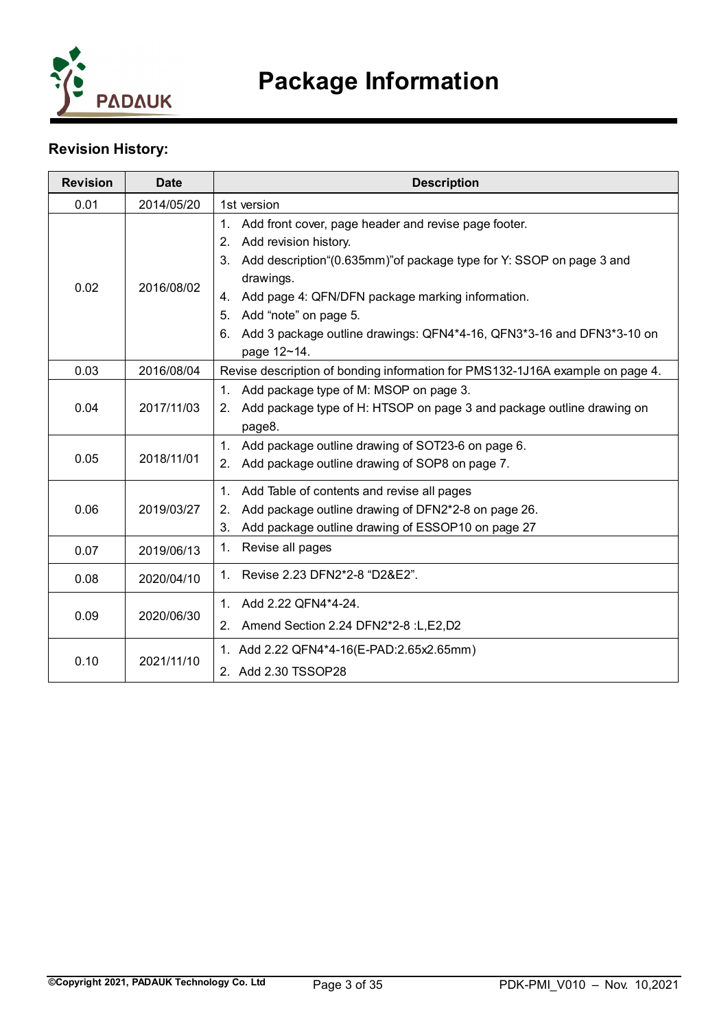# Package Information

## Revision History:

| Revision | Date | Description |
|---|---|---|
| 0.01 | 2014/05/20 | 1st version |
| 0.02 | 2016/08/02 | 1. Add front cover, page header and revise page footer.<br>2. Add revision history.<br>3. Add description"(0.635mm)"of package type for Y: SSOP on page 3 and drawings.<br>4. Add page 4: QFN/DFN package marking information.<br>5. Add "note" on page 5.<br>6. Add 3 package outline drawings: QFN4*4-16, QFN3*3-16 and DFN3*3-10 on page 12~14. |
| 0.03 | 2016/08/04 | Revise description of bonding information for PMS132-1J16A example on page 4. |
| 0.04 | 2017/11/03 | 1. Add package type of M: MSOP on page 3.<br>2. Add package type of H: HTSOP on page 3 and package outline drawing on page8. |
| 0.05 | 2018/11/01 | 1. Add package outline drawing of SOT23-6 on page 6.<br>2. Add package outline drawing of SOP8 on page 7. |
| 0.06 | 2019/03/27 | 1. Add Table of contents and revise all pages<br>2. Add package outline drawing of DFN2*2-8 on page 26.<br>3. Add package outline drawing of ESSOP10 on page 27 |
| 0.07 | 2019/06/13 | 1. Revise all pages |
| 0.08 | 2020/04/10 | 1. Revise 2.23 DFN2*2-8 "D2&E2". |
| 0.09 | 2020/06/30 | 1. Add 2.22 QFN4*4-24.<br>2. Amend Section 2.24 DFN2*2-8 :L,E2,D2 |
| 0.10 | 2021/11/10 | 1. Add 2.22 QFN4*4-16(E-PAD:2.65x2.65mm)<br>2. Add 2.30 TSSOP28 |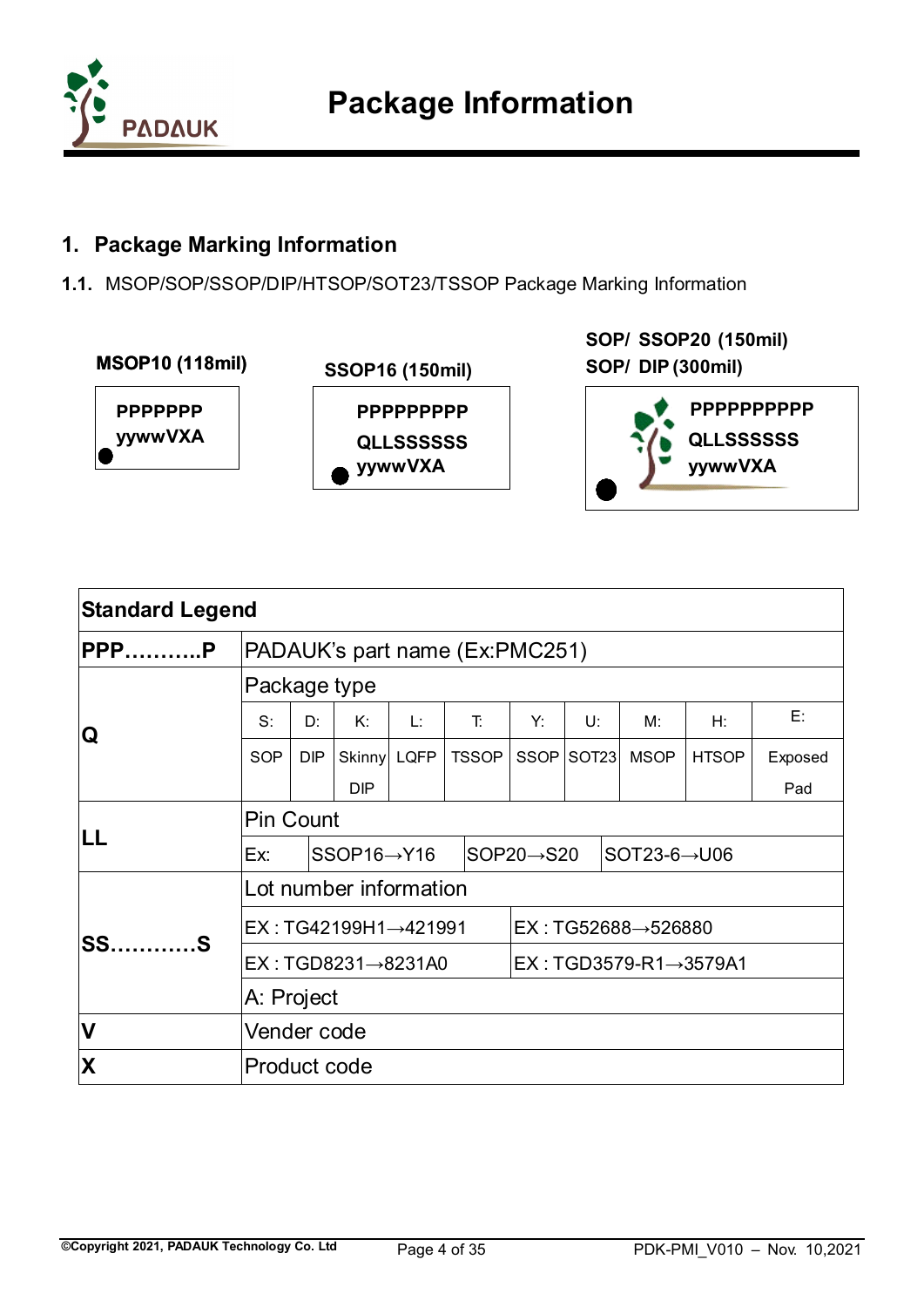# Package Information

## 1. Package Marking Information

### 1.1. MSOP/SOP/SSOP/DIP/HTSOP/SOT23/TSSOP Package Marking Information

**MSOP10 (118mil)**

```
PPPPPPP
yywwVXA
```

**SSOP16 (150mil)**

```
PPPPPPPPP
QLLSSSSSS
yywwVXA
```

**SOP/ SSOP20 (150mil)**
**SOP/ DIP (300mil)**

```
PPPPPPPPPP
QLLSSSSSS
yywwVXA
```

| Standard Legend | | | | | | | | | | |
|---|---|---|---|---|---|---|---|---|---|---|
| PPP...........P | PADAUK's part name (Ex:PMC251) | | | | | | | | | |
| Q | Package type | | | | | | | | | |
| | S: | D: | K: | L: | T: | Y: | U: | M: | H: | E: |
| | SOP | DIP | Skinny DIP | LQFP | TSSOP | SSOP | SOT23 | MSOP | HTSOP | Exposed Pad |
| LL | Pin Count | | | | | | | | | |
| | Ex: | SSOP16→Y16 | | SOP20→S20 | | SOT23-6→U06 | | | | |
| SS............S | Lot number information | | | | | | | | | |
| | EX : TG42199H1→421991 | | | | | EX : TG52688→526880 | | | | |
| | EX : TGD8231→8231A0 | | | | | EX : TGD3579-R1→3579A1 | | | | |
| | A: Project | | | | | | | | | |
| V | Vender code | | | | | | | | | |
| X | Product code | | | | | | | | | |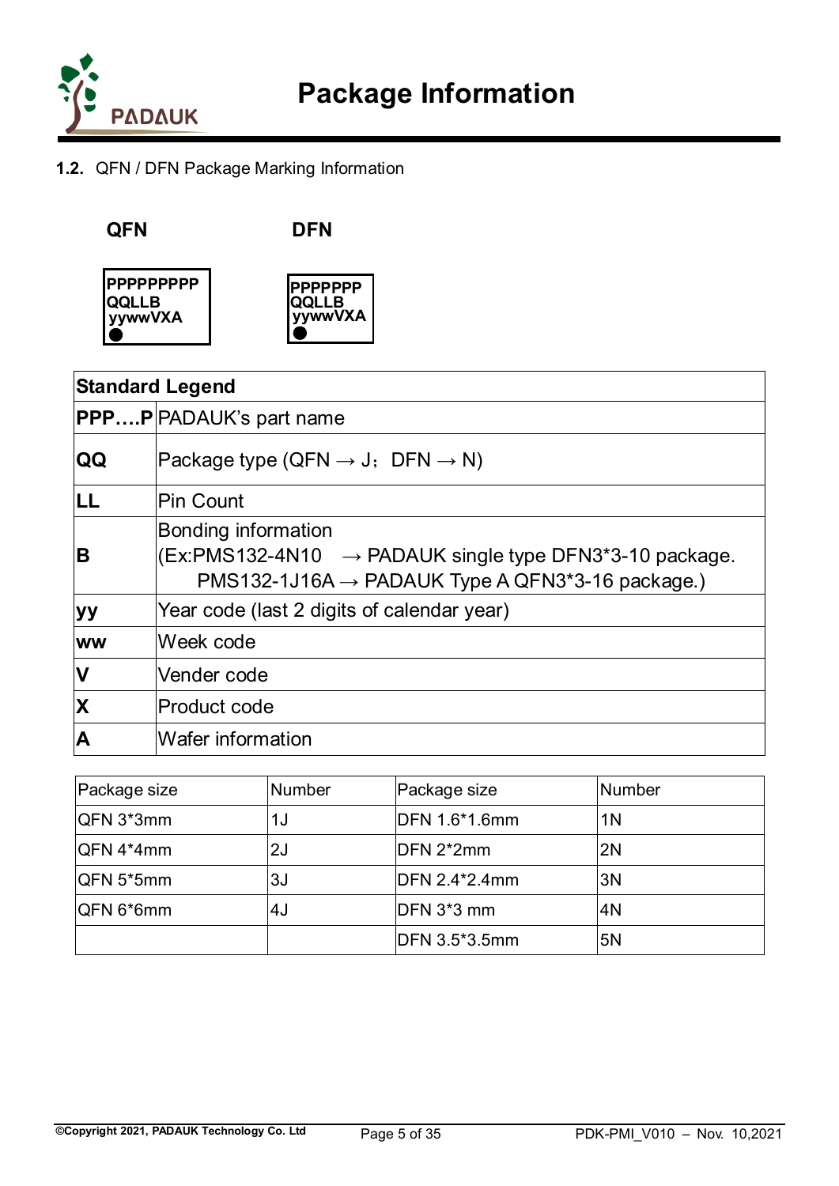### 1.2. QFN / DFN Package Marking Information

**QFN**

```
PPPPPPPPP
QQLLB
yywwVXA
●
```

**DFN**

```
PPPPPPP
QQLLB
yywwVXA
●
```

| **Standard Legend** | |
|---|---|
| **PPP….P** | PADAUK's part name |
| **QQ** | Package type (QFN → J；DFN → N) |
| **LL** | Pin Count |
| **B** | Bonding information<br>(Ex:PMS132-4N10 → PADAUK single type DFN3*3-10 package.<br>PMS132-1J16A → PADAUK Type A QFN3*3-16 package.) |
| **yy** | Year code (last 2 digits of calendar year) |
| **ww** | Week code |
| **V** | Vender code |
| **X** | Product code |
| **A** | Wafer information |

| Package size | Number | Package size | Number |
|---|---|---|---|
| QFN 3*3mm | 1J | DFN 1.6*1.6mm | 1N |
| QFN 4*4mm | 2J | DFN 2*2mm | 2N |
| QFN 5*5mm | 3J | DFN 2.4*2.4mm | 3N |
| QFN 6*6mm | 4J | DFN 3*3 mm | 4N |
| | | DFN 3.5*3.5mm | 5N |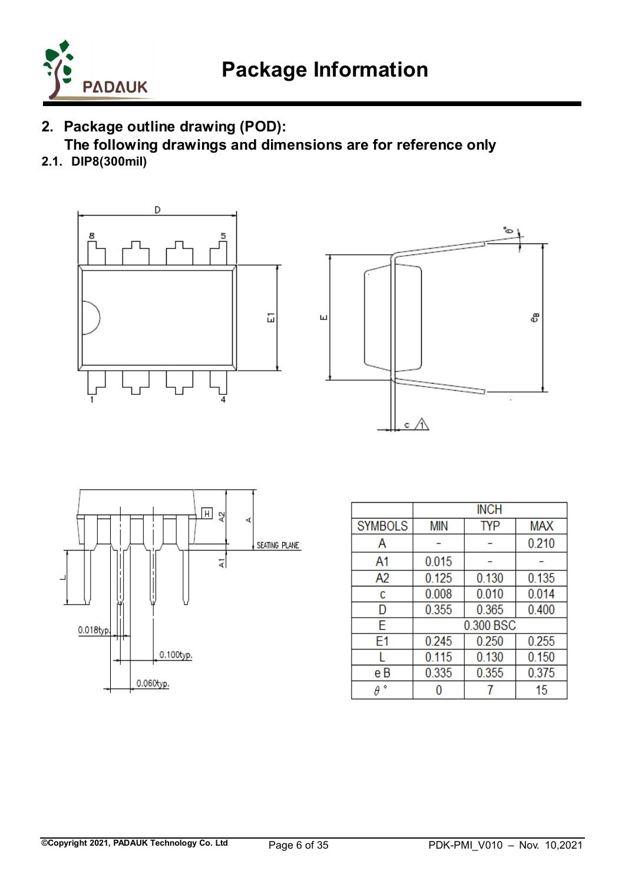## 2. Package outline drawing (POD):

**The following drawings and dimensions are for reference only**

### 2.1. DIP8(300mil)

| SYMBOLS | INCH | | |
|---|---|---|---|
| | MIN | TYP | MAX |
| A | – | – | 0.210 |
| A1 | 0.015 | – | – |
| A2 | 0.125 | 0.130 | 0.135 |
| c | 0.008 | 0.010 | 0.014 |
| D | 0.355 | 0.365 | 0.400 |
| E | 0.300 BSC | | |
| E1 | 0.245 | 0.250 | 0.255 |
| L | 0.115 | 0.130 | 0.150 |
| e B | 0.335 | 0.355 | 0.375 |
| $\theta$ ° | 0 | 7 | 15 |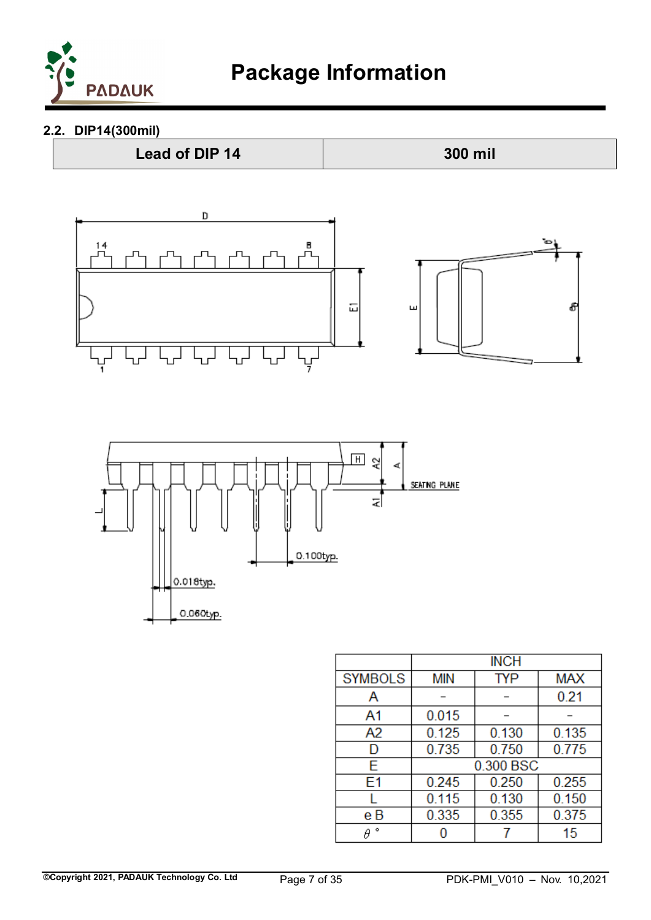## 2.2. DIP14(300mil)

| Lead of DIP 14 | 300 mil |
|---|---|

| SYMBOLS | INCH | | |
|---|---|---|---|
| | MIN | TYP | MAX |
| A | – | – | 0.21 |
| A1 | 0.015 | – | – |
| A2 | 0.125 | 0.130 | 0.135 |
| D | 0.735 | 0.750 | 0.775 |
| E | 0.300 BSC | | |
| E1 | 0.245 | 0.250 | 0.255 |
| L | 0.115 | 0.130 | 0.150 |
| e B | 0.335 | 0.355 | 0.375 |
| $\theta$ ° | 0 | 7 | 15 |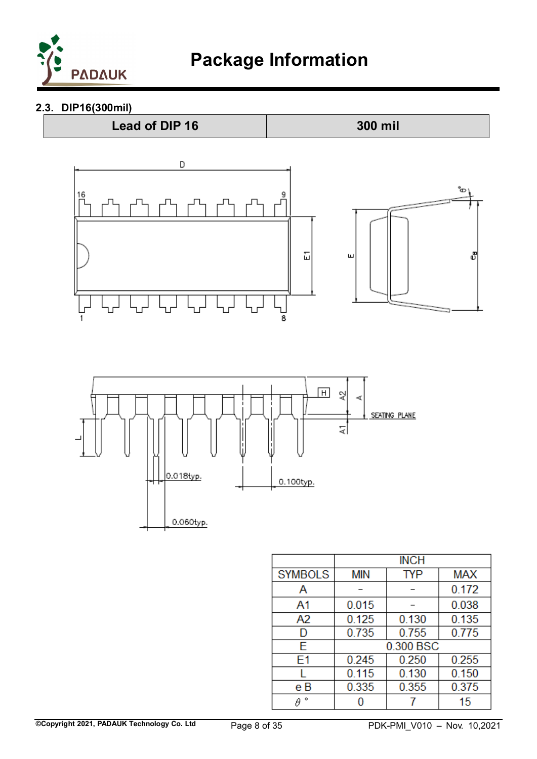### 2.3. DIP16(300mil)

| Lead of DIP 16 | 300 mil |
|---|---|

| SYMBOLS | INCH | | |
|---|---|---|---|
| | MIN | TYP | MAX |
| A | – | – | 0.172 |
| A1 | 0.015 | – | 0.038 |
| A2 | 0.125 | 0.130 | 0.135 |
| D | 0.735 | 0.755 | 0.775 |
| E | 0.300 BSC | | |
| E1 | 0.245 | 0.250 | 0.255 |
| L | 0.115 | 0.130 | 0.150 |
| e B | 0.335 | 0.355 | 0.375 |
| $\theta$ ° | 0 | 7 | 15 |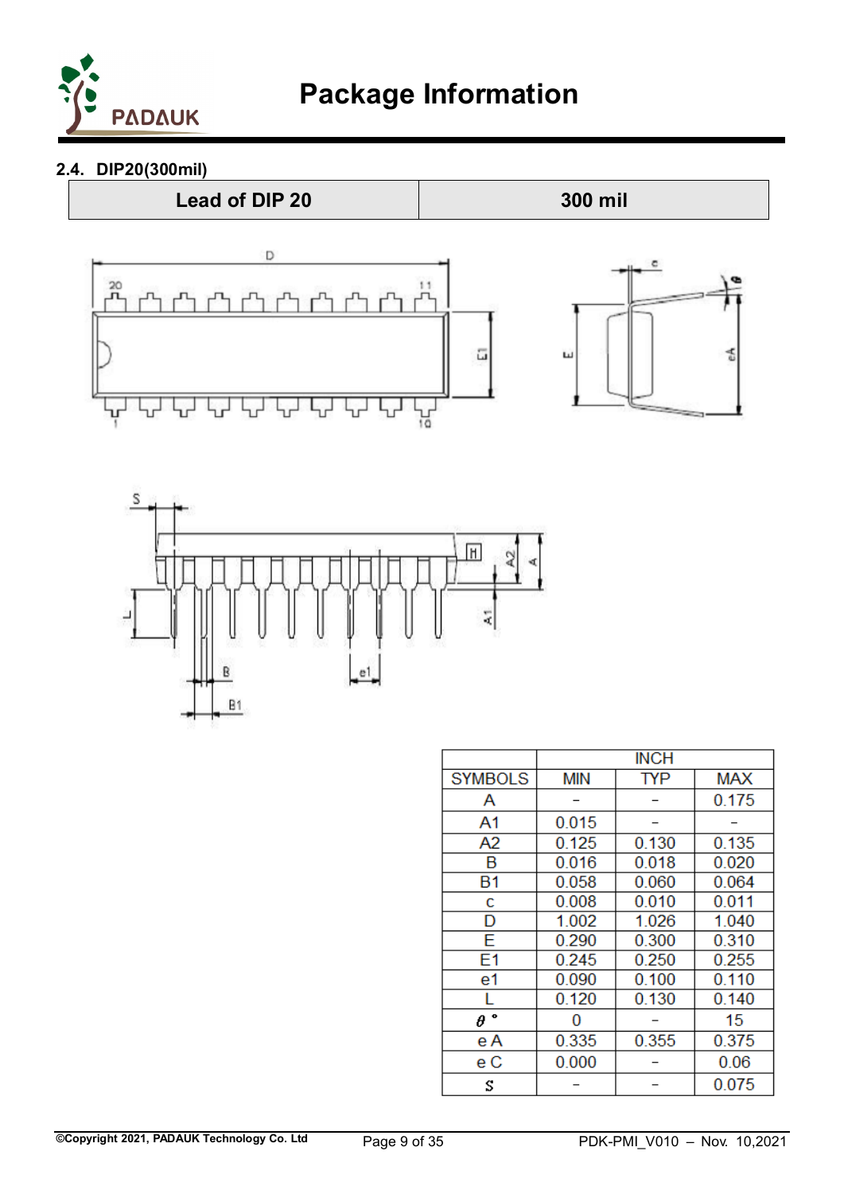### 2.4. DIP20(300mil)

| Lead of DIP 20 | 300 mil |
| --- | --- |

| SYMBOLS | INCH MIN | INCH TYP | INCH MAX |
| --- | --- | --- | --- |
| A | – | – | 0.175 |
| A1 | 0.015 | – | – |
| A2 | 0.125 | 0.130 | 0.135 |
| B | 0.016 | 0.018 | 0.020 |
| B1 | 0.058 | 0.060 | 0.064 |
| c | 0.008 | 0.010 | 0.011 |
| D | 1.002 | 1.026 | 1.040 |
| E | 0.290 | 0.300 | 0.310 |
| E1 | 0.245 | 0.250 | 0.255 |
| e1 | 0.090 | 0.100 | 0.110 |
| L | 0.120 | 0.130 | 0.140 |
| θ ° | 0 | – | 15 |
| e A | 0.335 | 0.355 | 0.375 |
| e C | 0.000 | – | 0.06 |
| S | – | – | 0.075 |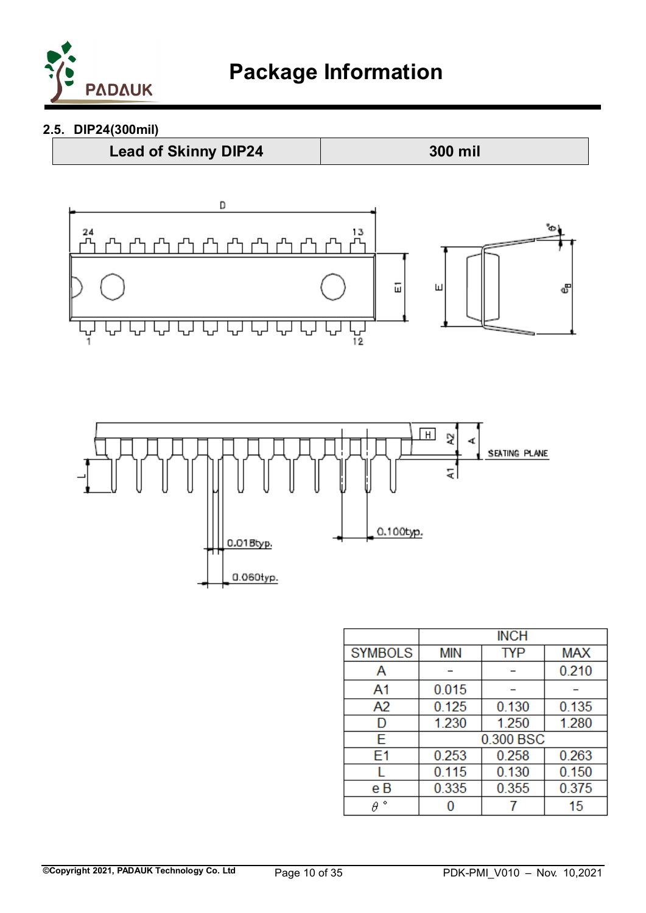## 2.5. DIP24(300mil)

| Lead of Skinny DIP24 | 300 mil |
|---|---|

| SYMBOLS | INCH | | |
|---|---|---|---|
| | MIN | TYP | MAX |
| A | – | – | 0.210 |
| A1 | 0.015 | – | – |
| A2 | 0.125 | 0.130 | 0.135 |
| D | 1.230 | 1.250 | 1.280 |
| E | 0.300 BSC | | |
| E1 | 0.253 | 0.258 | 0.263 |
| L | 0.115 | 0.130 | 0.150 |
| e B | 0.335 | 0.355 | 0.375 |
| $\theta$ ° | 0 | 7 | 15 |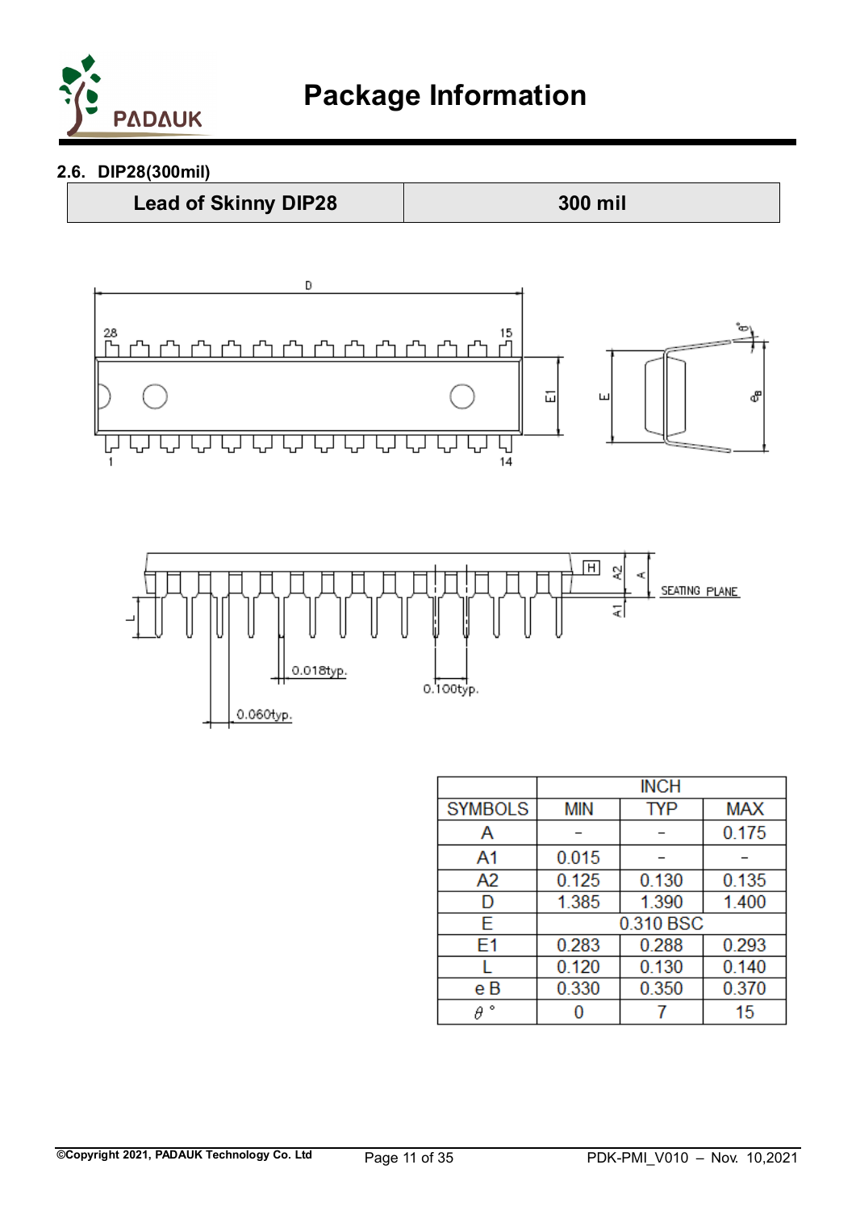## 2.6. DIP28(300mil)

| Lead of Skinny DIP28 | 300 mil |
|---|---|

| SYMBOLS | INCH | | |
|---|---|---|---|
| | MIN | TYP | MAX |
| A | – | – | 0.175 |
| A1 | 0.015 | – | – |
| A2 | 0.125 | 0.130 | 0.135 |
| D | 1.385 | 1.390 | 1.400 |
| E | 0.310 BSC | | |
| E1 | 0.283 | 0.288 | 0.293 |
| L | 0.120 | 0.130 | 0.140 |
| e B | 0.330 | 0.350 | 0.370 |
| $\theta$ ° | 0 | 7 | 15 |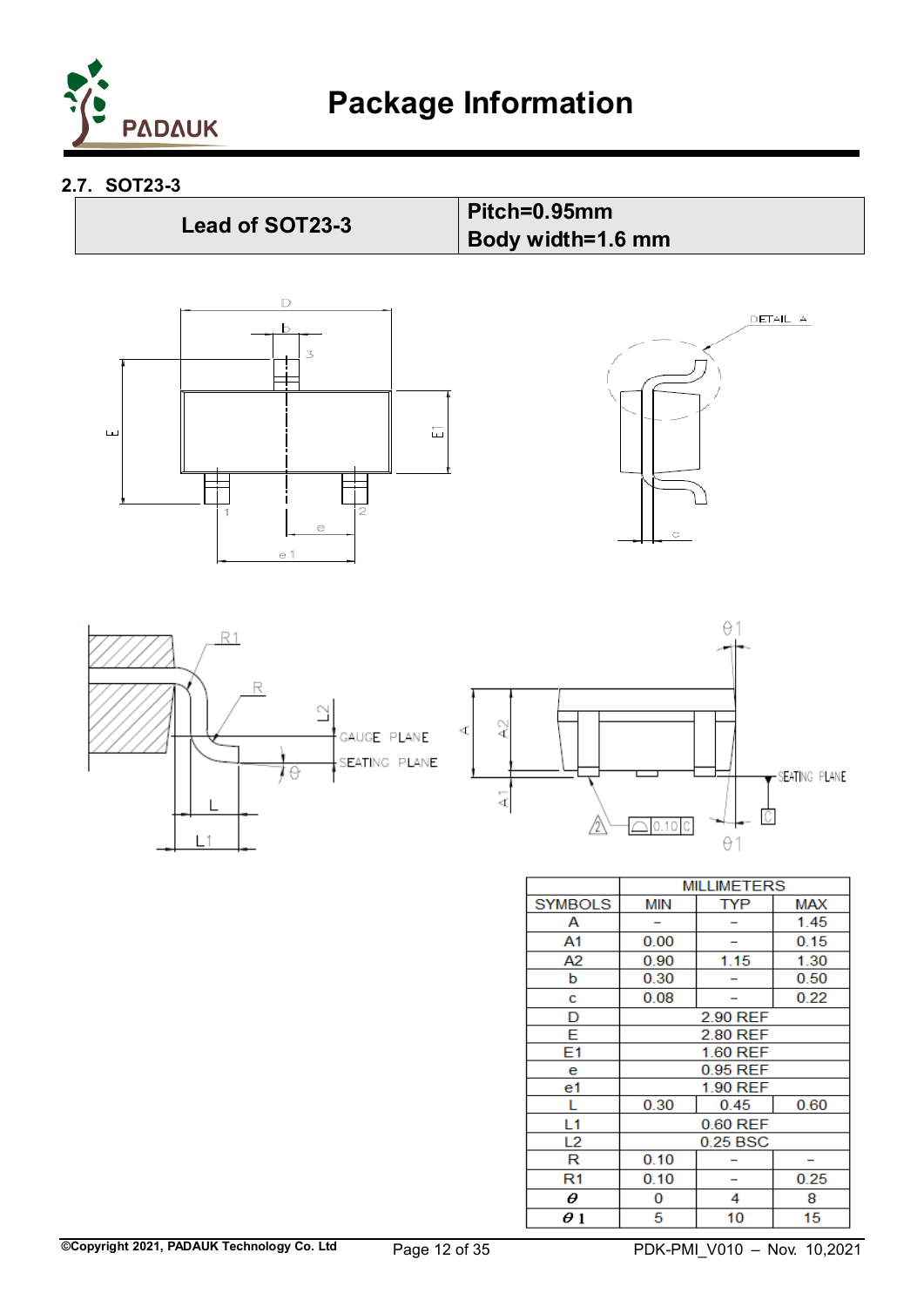## 2.7. SOT23-3

| Lead of SOT23-3 | Pitch=0.95mm<br>Body width=1.6 mm |
|---|---|

| SYMBOLS | MILLIMETERS | | |
|---|---|---|---|
| | MIN | TYP | MAX |
| A | – | – | 1.45 |
| A1 | 0.00 | – | 0.15 |
| A2 | 0.90 | 1.15 | 1.30 |
| b | 0.30 | – | 0.50 |
| c | 0.08 | – | 0.22 |
| D | 2.90 REF | | |
| E | 2.80 REF | | |
| E1 | 1.60 REF | | |
| e | 0.95 REF | | |
| e1 | 1.90 REF | | |
| L | 0.30 | 0.45 | 0.60 |
| L1 | 0.60 REF | | |
| L2 | 0.25 BSC | | |
| R | 0.10 | – | – |
| R1 | 0.10 | – | 0.25 |
| $\theta$ | 0 | 4 | 8 |
| $\theta 1$ | 5 | 10 | 15 |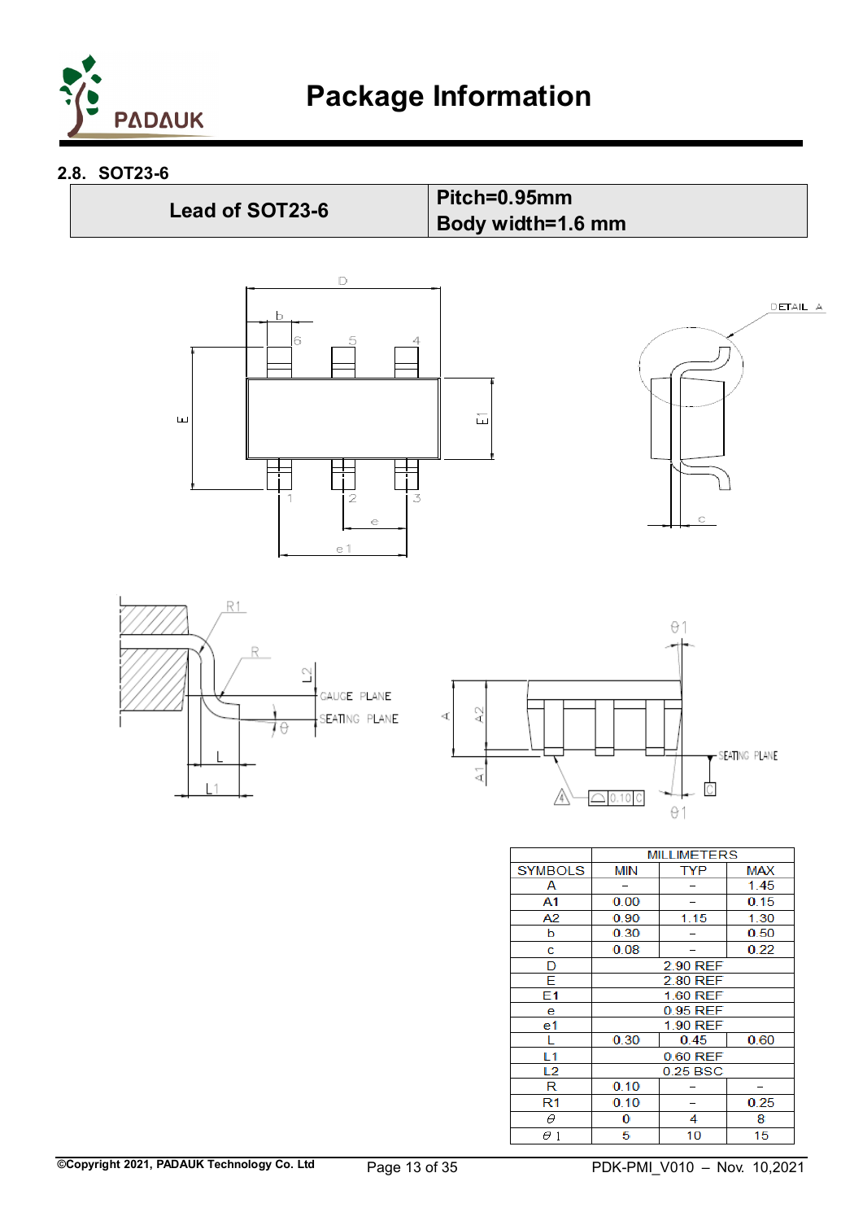## 2.8. SOT23-6

| Lead of SOT23-6 | Pitch=0.95mm<br>Body width=1.6 mm |
|---|---|

| SYMBOLS | MILLIMETERS | | |
|---|---|---|---|
| | MIN | TYP | MAX |
| A | – | – | 1.45 |
| A1 | 0.00 | – | 0.15 |
| A2 | 0.90 | 1.15 | 1.30 |
| b | 0.30 | – | 0.50 |
| c | 0.08 | – | 0.22 |
| D | 2.90 REF | | |
| E | 2.80 REF | | |
| E1 | 1.60 REF | | |
| e | 0.95 REF | | |
| e1 | 1.90 REF | | |
| L | 0.30 | 0.45 | 0.60 |
| L1 | 0.60 REF | | |
| L2 | 0.25 BSC | | |
| R | 0.10 | – | – |
| R1 | 0.10 | – | 0.25 |
| $\theta$ | 0 | 4 | 8 |
| $\theta 1$ | 5 | 10 | 15 |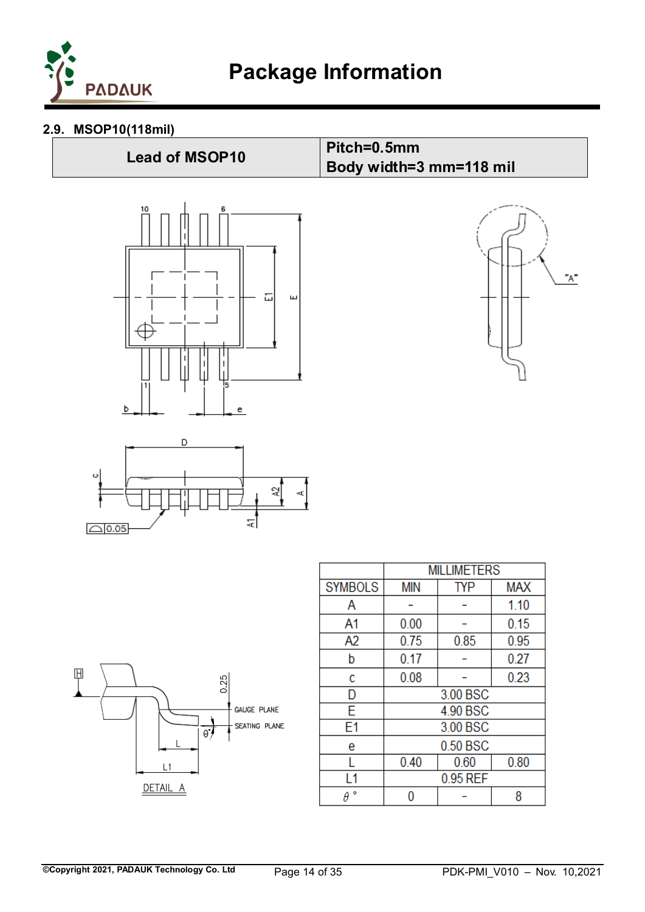## 2.9. MSOP10(118mil)

| Lead of MSOP10 | Pitch=0.5mm<br>Body width=3 mm=118 mil |
|---|---|

| | MILLIMETERS | | |
|---|---|---|---|
| SYMBOLS | MIN | TYP | MAX |
| A | - | - | 1.10 |
| A1 | 0.00 | - | 0.15 |
| A2 | 0.75 | 0.85 | 0.95 |
| b | 0.17 | - | 0.27 |
| c | 0.08 | - | 0.23 |
| D | 3.00 BSC | | |
| E | 4.90 BSC | | |
| E1 | 3.00 BSC | | |
| e | 0.50 BSC | | |
| L | 0.40 | 0.60 | 0.80 |
| L1 | 0.95 REF | | |
| θ ° | 0 | - | 8 |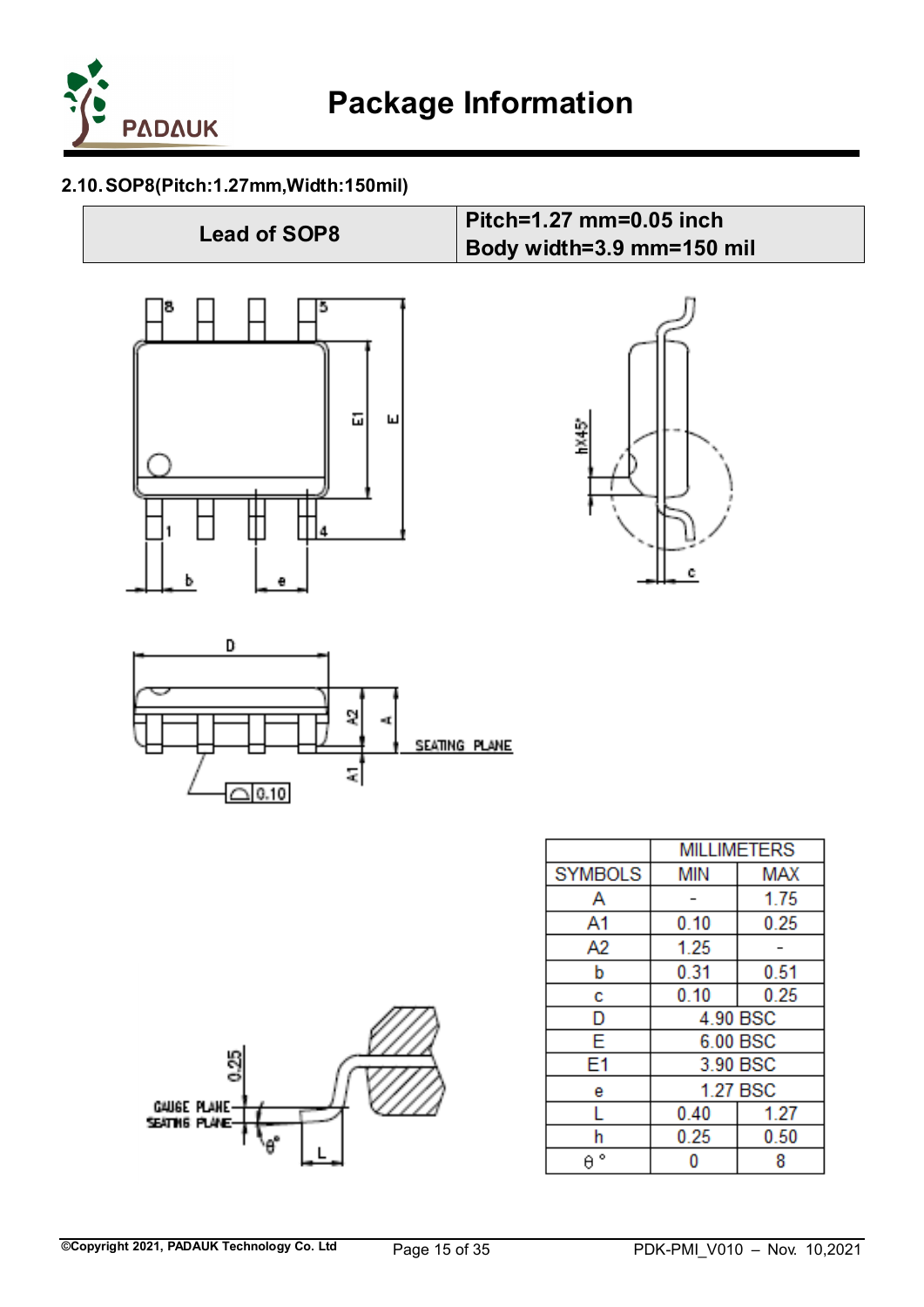### 2.10. SOP8(Pitch:1.27mm,Width:150mil)

| Lead of SOP8 | Pitch=1.27 mm=0.05 inch<br>Body width=3.9 mm=150 mil |
|---|---|

| SYMBOLS | MILLIMETERS | |
|---|---|---|
| | MIN | MAX |
| A | - | 1.75 |
| A1 | 0.10 | 0.25 |
| A2 | 1.25 | - |
| b | 0.31 | 0.51 |
| c | 0.10 | 0.25 |
| D | 4.90 BSC | |
| E | 6.00 BSC | |
| E1 | 3.90 BSC | |
| e | 1.27 BSC | |
| L | 0.40 | 1.27 |
| h | 0.25 | 0.50 |
| θ ° | 0 | 8 |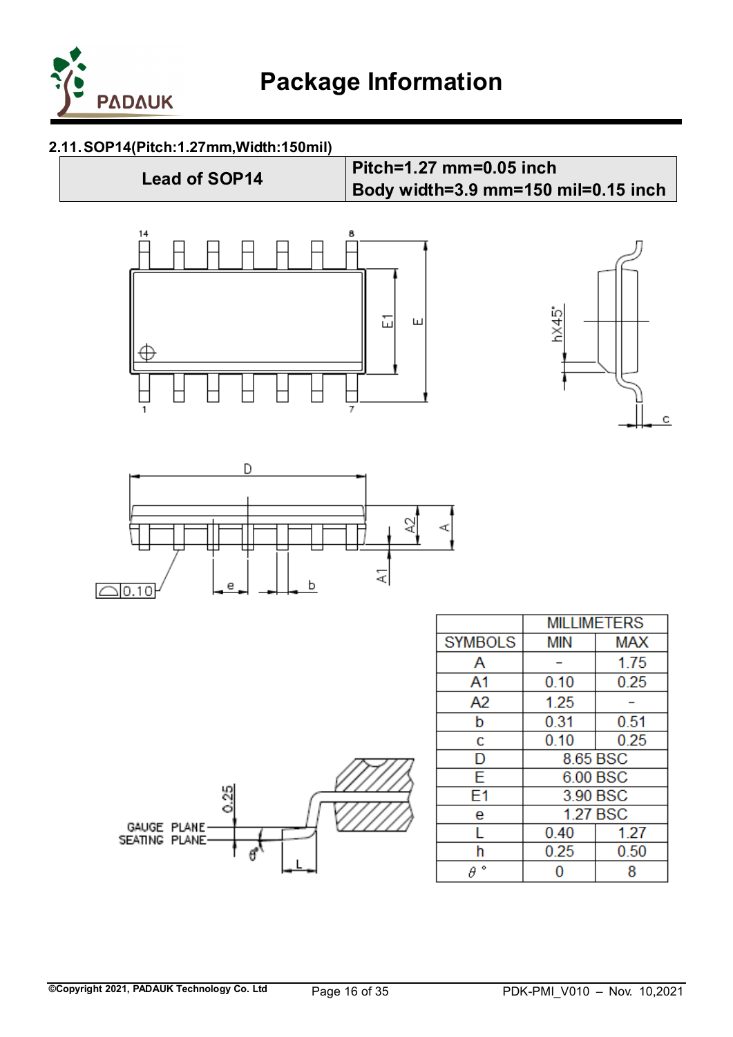### 2.11. SOP14(Pitch:1.27mm,Width:150mil)

| Lead of SOP14 | Pitch=1.27 mm=0.05 inch<br>Body width=3.9 mm=150 mil=0.15 inch |
|---|---|

| SYMBOLS | MILLIMETERS | |
|---|---|---|
| | MIN | MAX |
| A | - | 1.75 |
| A1 | 0.10 | 0.25 |
| A2 | 1.25 | - |
| b | 0.31 | 0.51 |
| c | 0.10 | 0.25 |
| D | 8.65 BSC | |
| E | 6.00 BSC | |
| E1 | 3.90 BSC | |
| e | 1.27 BSC | |
| L | 0.40 | 1.27 |
| h | 0.25 | 0.50 |
| $\theta$ ° | 0 | 8 |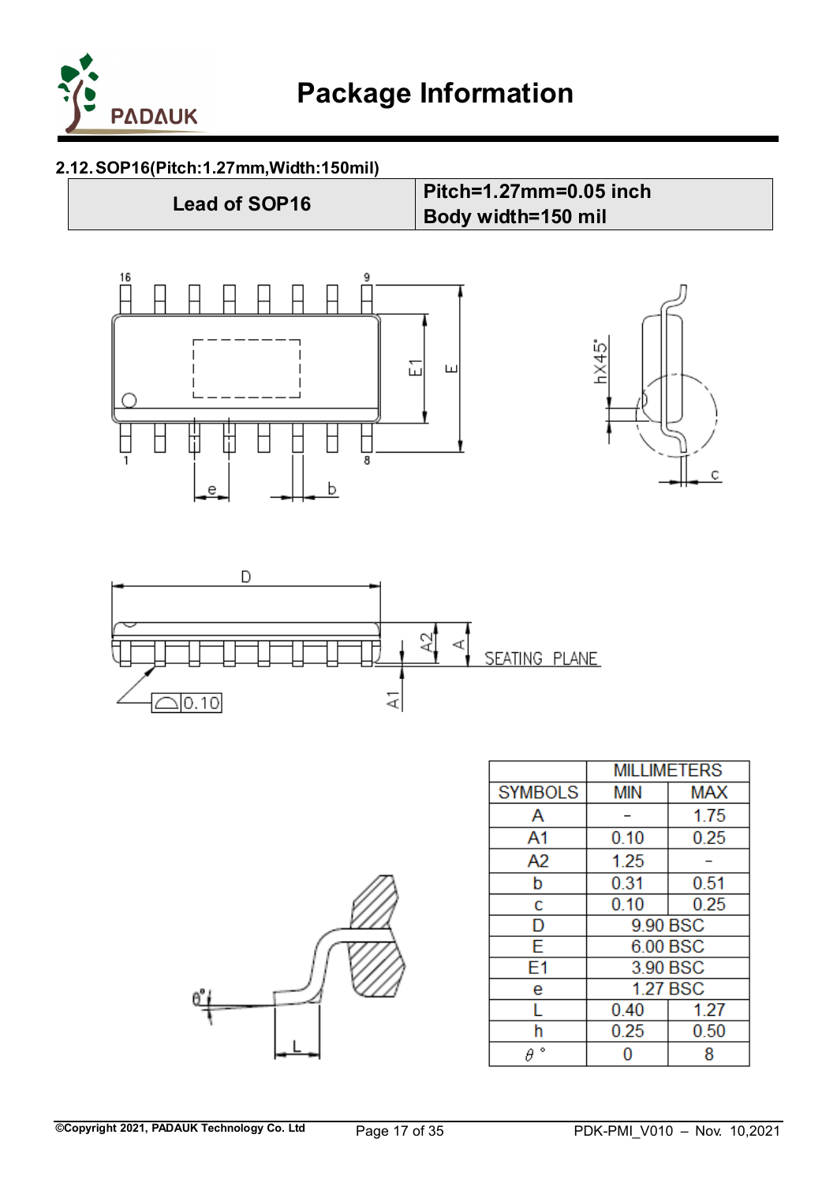### 2.12. SOP16(Pitch:1.27mm,Width:150mil)

| Lead of SOP16 | Pitch=1.27mm=0.05 inch<br>Body width=150 mil |
|---|---|

| | MILLIMETERS | |
|---|---|---|
| SYMBOLS | MIN | MAX |
| A | - | 1.75 |
| A1 | 0.10 | 0.25 |
| A2 | 1.25 | - |
| b | 0.31 | 0.51 |
| c | 0.10 | 0.25 |
| D | 9.90 BSC | |
| E | 6.00 BSC | |
| E1 | 3.90 BSC | |
| e | 1.27 BSC | |
| L | 0.40 | 1.27 |
| h | 0.25 | 0.50 |
| $\theta$ ° | 0 | 8 |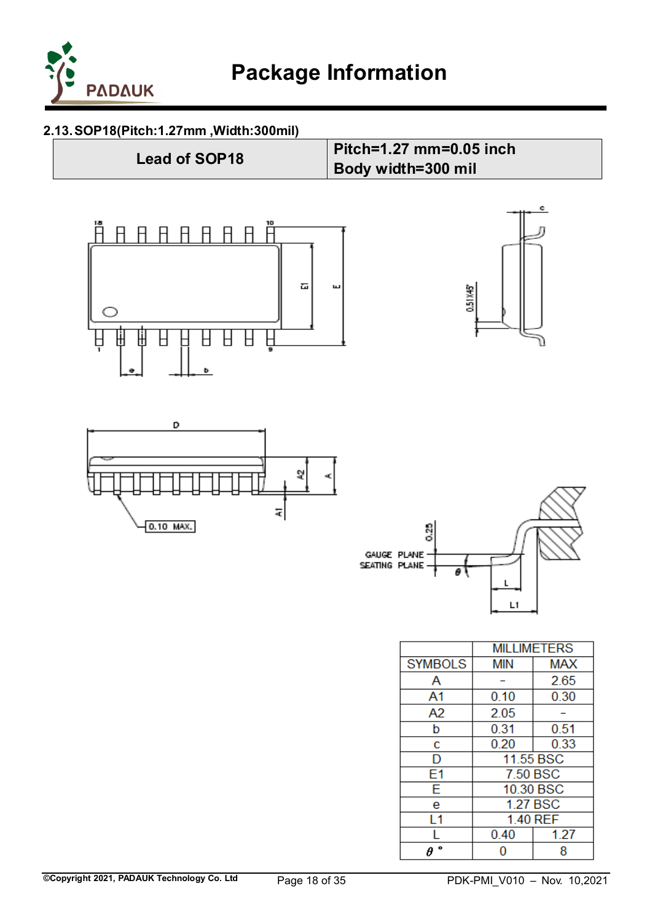### 2.13. SOP18(Pitch:1.27mm ,Width:300mil)

| Lead of SOP18 | Pitch=1.27 mm=0.05 inch<br>Body width=300 mil |
|---|---|

| SYMBOLS | MILLIMETERS | |
|---|---|---|
| | MIN | MAX |
| A | - | 2.65 |
| A1 | 0.10 | 0.30 |
| A2 | 2.05 | - |
| b | 0.31 | 0.51 |
| c | 0.20 | 0.33 |
| D | 11.55 BSC | |
| E1 | 7.50 BSC | |
| E | 10.30 BSC | |
| e | 1.27 BSC | |
| L1 | 1.40 REF | |
| L | 0.40 | 1.27 |
| $\theta$ ° | 0 | 8 |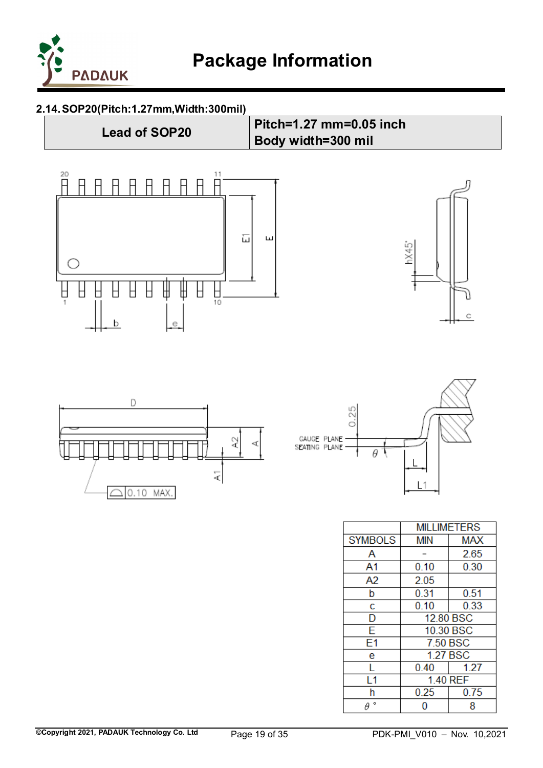## 2.14. SOP20(Pitch:1.27mm,Width:300mil)

| Lead of SOP20 | Pitch=1.27 mm=0.05 inch<br>Body width=300 mil |
|---|---|

| SYMBOLS | MILLIMETERS | |
|---|---|---|
| | MIN | MAX |
| A | - | 2.65 |
| A1 | 0.10 | 0.30 |
| A2 | 2.05 | |
| b | 0.31 | 0.51 |
| c | 0.10 | 0.33 |
| D | 12.80 BSC | |
| E | 10.30 BSC | |
| E1 | 7.50 BSC | |
| e | 1.27 BSC | |
| L | 0.40 | 1.27 |
| L1 | 1.40 REF | |
| h | 0.25 | 0.75 |
| $\theta$ ° | 0 | 8 |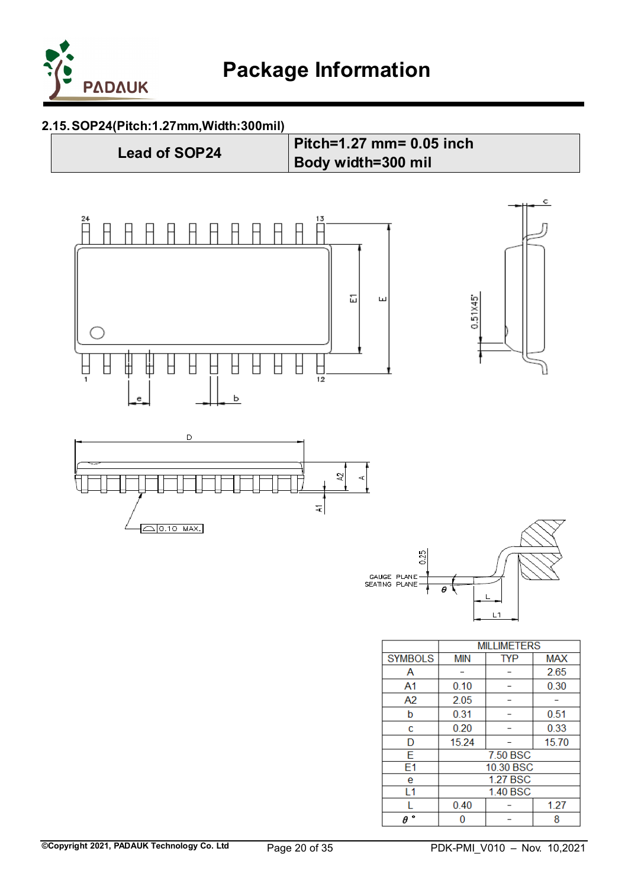### 2.15. SOP24(Pitch:1.27mm,Width:300mil)

| Lead of SOP24 | Pitch=1.27 mm= 0.05 inch<br>Body width=300 mil |
|---|---|

| SYMBOLS | MILLIMETERS | | |
|---|---|---|---|
| | MIN | TYP | MAX |
| A | - | - | 2.65 |
| A1 | 0.10 | - | 0.30 |
| A2 | 2.05 | - | - |
| b | 0.31 | - | 0.51 |
| c | 0.20 | - | 0.33 |
| D | 15.24 | - | 15.70 |
| E | 7.50 BSC | | |
| E1 | 10.30 BSC | | |
| e | 1.27 BSC | | |
| L1 | 1.40 BSC | | |
| L | 0.40 | - | 1.27 |
| $\theta$ ° | 0 | - | 8 |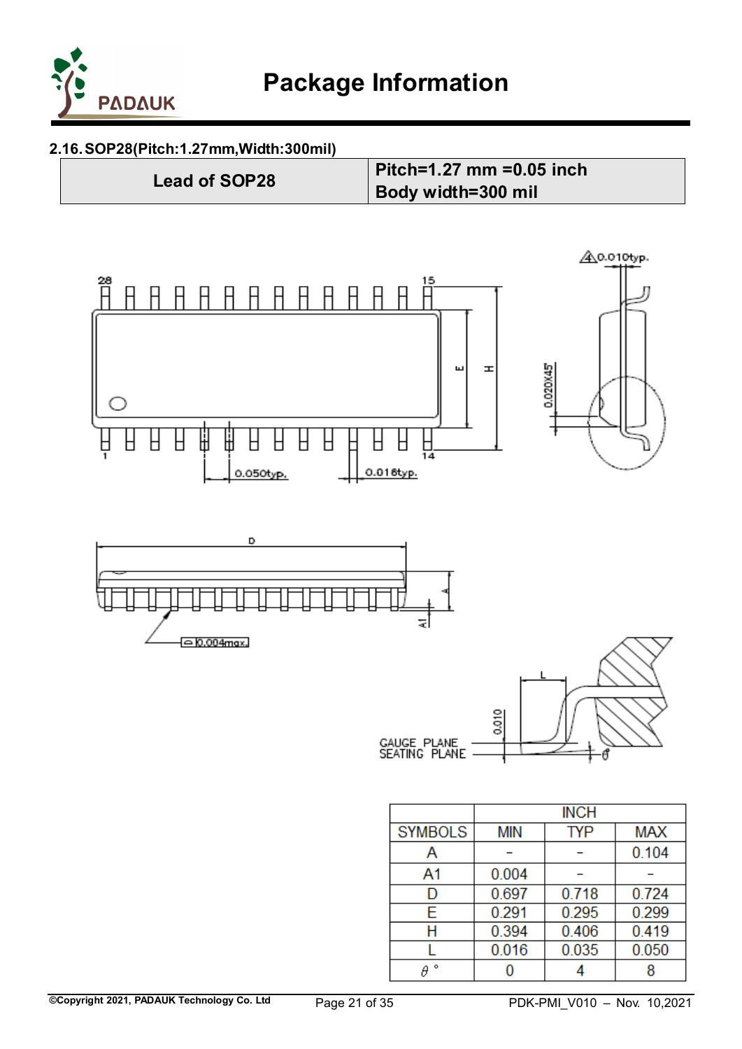### 2.16. SOP28(Pitch:1.27mm,Width:300mil)

| Lead of SOP28 | Pitch=1.27 mm =0.05 inch<br>Body width=300 mil |
|---|---|

| SYMBOLS | INCH | | |
|---|---|---|---|
| | MIN | TYP | MAX |
| A | – | – | 0.104 |
| A1 | 0.004 | – | – |
| D | 0.697 | 0.718 | 0.724 |
| E | 0.291 | 0.295 | 0.299 |
| H | 0.394 | 0.406 | 0.419 |
| L | 0.016 | 0.035 | 0.050 |
| $\theta$ ° | 0 | 4 | 8 |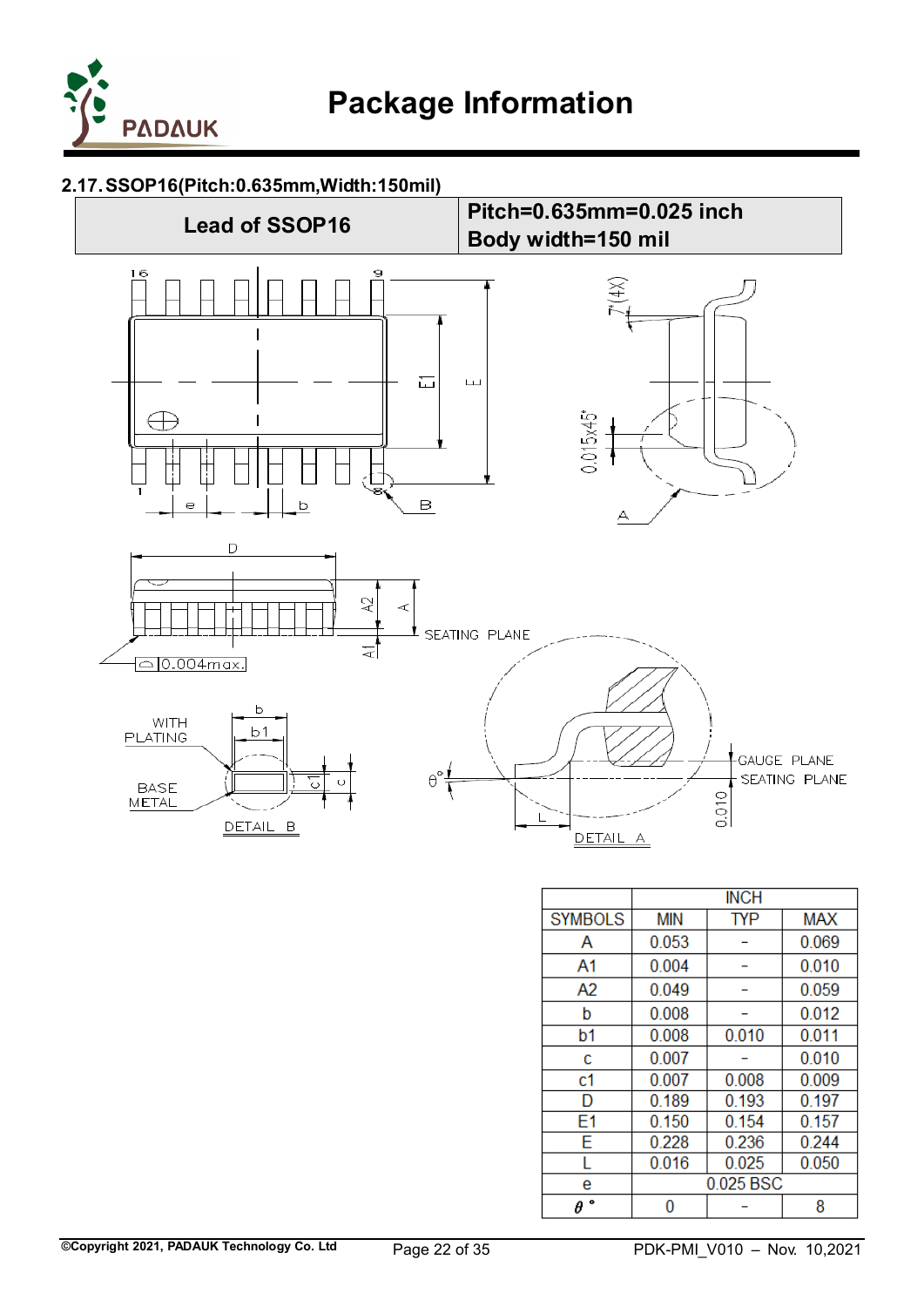### 2.17. SSOP16(Pitch:0.635mm,Width:150mil)

| Lead of SSOP16 | Pitch=0.635mm=0.025 inch<br>Body width=150 mil |
|---|---|

| SYMBOLS | INCH | | |
|---|---|---|---|
| | MIN | TYP | MAX |
| A | 0.053 | - | 0.069 |
| A1 | 0.004 | - | 0.010 |
| A2 | 0.049 | - | 0.059 |
| b | 0.008 | - | 0.012 |
| b1 | 0.008 | 0.010 | 0.011 |
| c | 0.007 | - | 0.010 |
| c1 | 0.007 | 0.008 | 0.009 |
| D | 0.189 | 0.193 | 0.197 |
| E1 | 0.150 | 0.154 | 0.157 |
| E | 0.228 | 0.236 | 0.244 |
| L | 0.016 | 0.025 | 0.050 |
| e | 0.025 BSC | | |
| $\theta$ ° | 0 | - | 8 |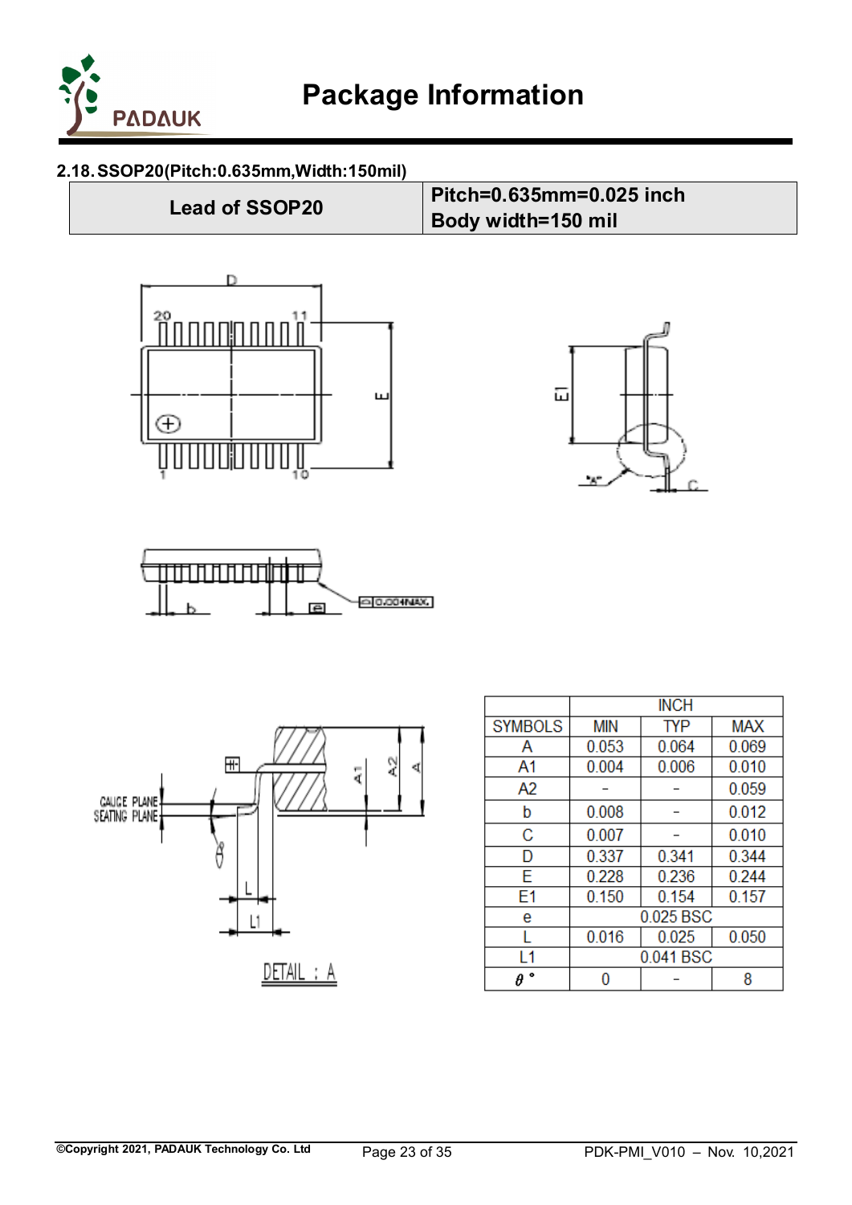### 2.18. SSOP20(Pitch:0.635mm,Width:150mil)

| Lead of SSOP20 | Pitch=0.635mm=0.025 inch<br>Body width=150 mil |
|---|---|

| SYMBOLS | INCH | | |
|---|---|---|---|
| | MIN | TYP | MAX |
| A | 0.053 | 0.064 | 0.069 |
| A1 | 0.004 | 0.006 | 0.010 |
| A2 | – | – | 0.059 |
| b | 0.008 | – | 0.012 |
| C | 0.007 | – | 0.010 |
| D | 0.337 | 0.341 | 0.344 |
| E | 0.228 | 0.236 | 0.244 |
| E1 | 0.150 | 0.154 | 0.157 |
| e | 0.025 BSC | | |
| L | 0.016 | 0.025 | 0.050 |
| L1 | 0.041 BSC | | |
| $\theta$ ° | 0 | – | 8 |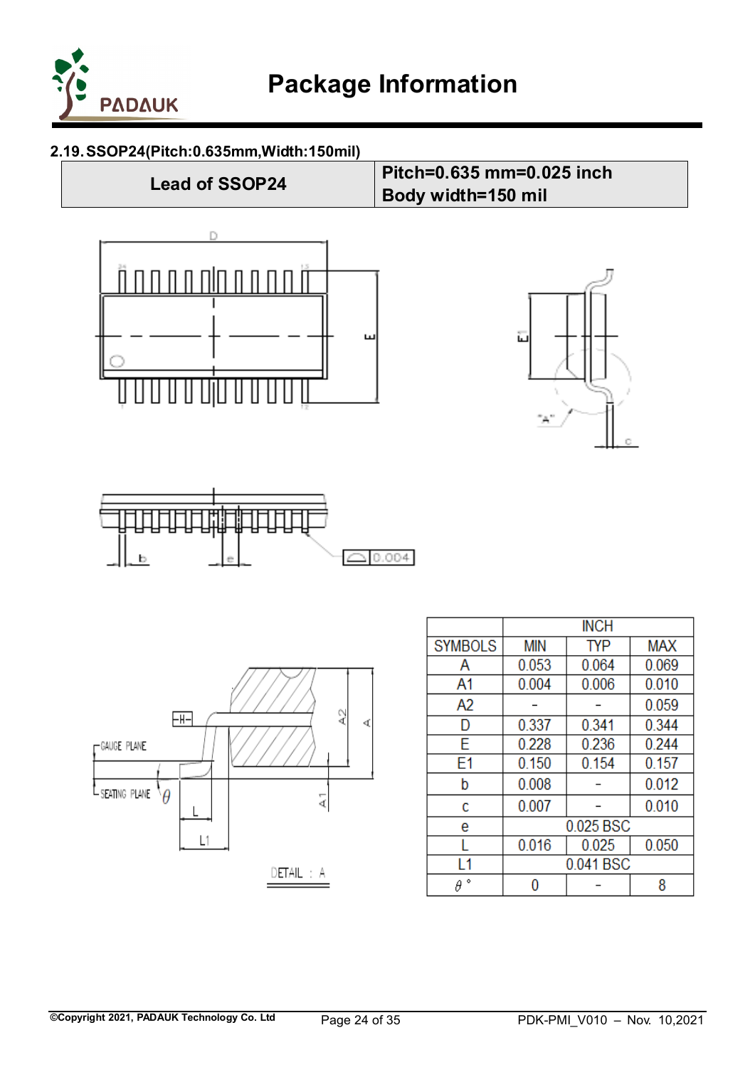## 2.19. SSOP24(Pitch:0.635mm,Width:150mil)

| Lead of SSOP24 | Pitch=0.635 mm=0.025 inch<br>Body width=150 mil |
|---|---|

| SYMBOLS | INCH | | |
|---|---|---|---|
| | MIN | TYP | MAX |
| A | 0.053 | 0.064 | 0.069 |
| A1 | 0.004 | 0.006 | 0.010 |
| A2 | - | - | 0.059 |
| D | 0.337 | 0.341 | 0.344 |
| E | 0.228 | 0.236 | 0.244 |
| E1 | 0.150 | 0.154 | 0.157 |
| b | 0.008 | - | 0.012 |
| c | 0.007 | - | 0.010 |
| e | 0.025 BSC | | |
| L | 0.016 | 0.025 | 0.050 |
| L1 | 0.041 BSC | | |
| $\theta$ ° | 0 | - | 8 |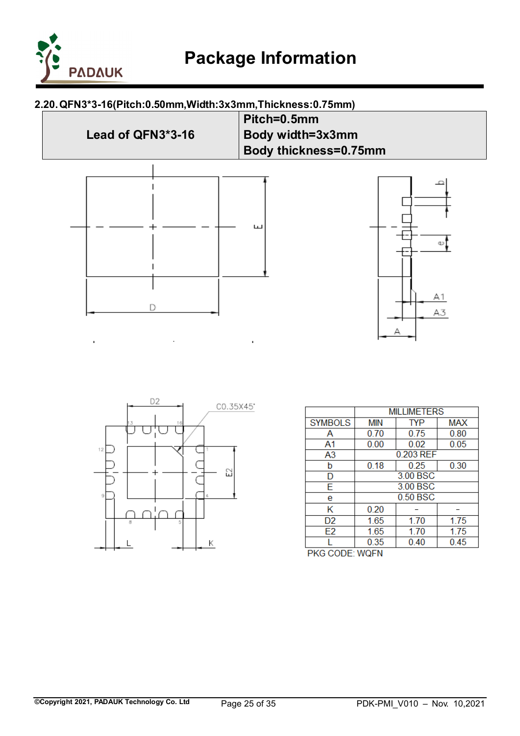## 2.20. QFN3*3-16(Pitch:0.50mm,Width:3x3mm,Thickness:0.75mm)

| Lead of QFN3*3-16 | Pitch=0.5mm<br>Body width=3x3mm<br>Body thickness=0.75mm |
|---|---|

| SYMBOLS | MILLIMETERS | | |
|---|---|---|---|
| | MIN | TYP | MAX |
| A | 0.70 | 0.75 | 0.80 |
| A1 | 0.00 | 0.02 | 0.05 |
| A3 | 0.203 REF | | |
| b | 0.18 | 0.25 | 0.30 |
| D | 3.00 BSC | | |
| E | 3.00 BSC | | |
| e | 0.50 BSC | | |
| K | 0.20 | - | - |
| D2 | 1.65 | 1.70 | 1.75 |
| E2 | 1.65 | 1.70 | 1.75 |
| L | 0.35 | 0.40 | 0.45 |

PKG CODE: WQFN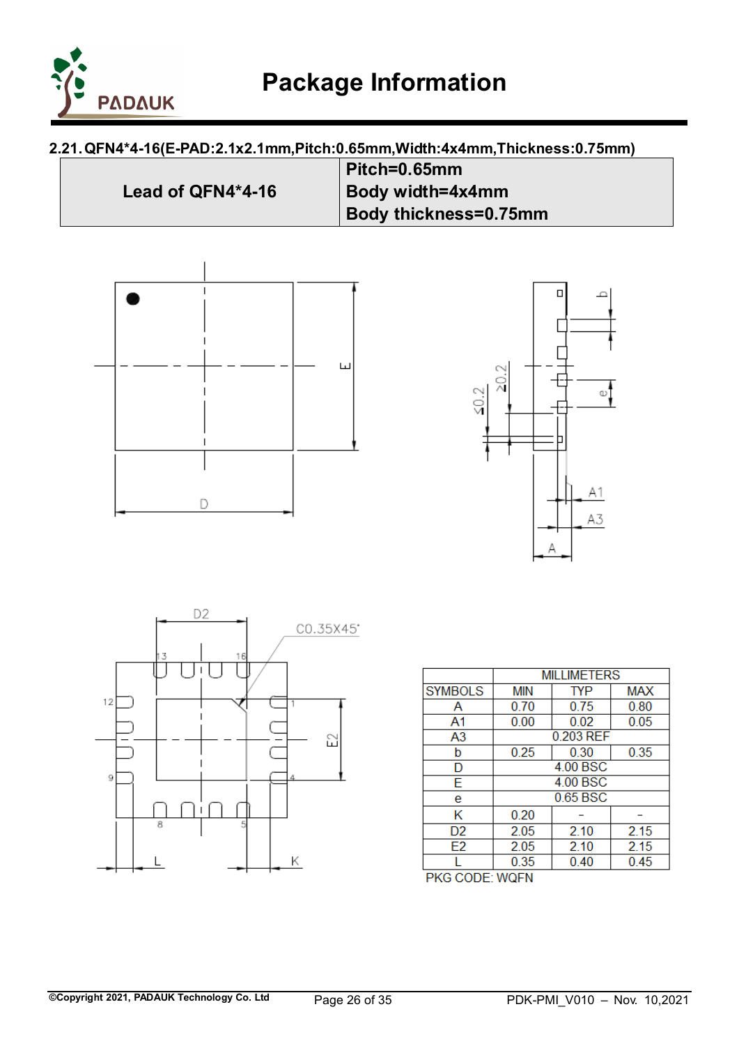### 2.21. QFN4*4-16(E-PAD:2.1x2.1mm,Pitch:0.65mm,Width:4x4mm,Thickness:0.75mm)

| Lead of QFN4*4-16 | Pitch=0.65mm<br>Body width=4x4mm<br>Body thickness=0.75mm |
|---|---|

| SYMBOLS | MILLIMETERS | | |
|---|---|---|---|
| | MIN | TYP | MAX |
| A | 0.70 | 0.75 | 0.80 |
| A1 | 0.00 | 0.02 | 0.05 |
| A3 | 0.203 REF | | |
| b | 0.25 | 0.30 | 0.35 |
| D | 4.00 BSC | | |
| E | 4.00 BSC | | |
| e | 0.65 BSC | | |
| K | 0.20 | - | - |
| D2 | 2.05 | 2.10 | 2.15 |
| E2 | 2.05 | 2.10 | 2.15 |
| L | 0.35 | 0.40 | 0.45 |

PKG CODE: WQFN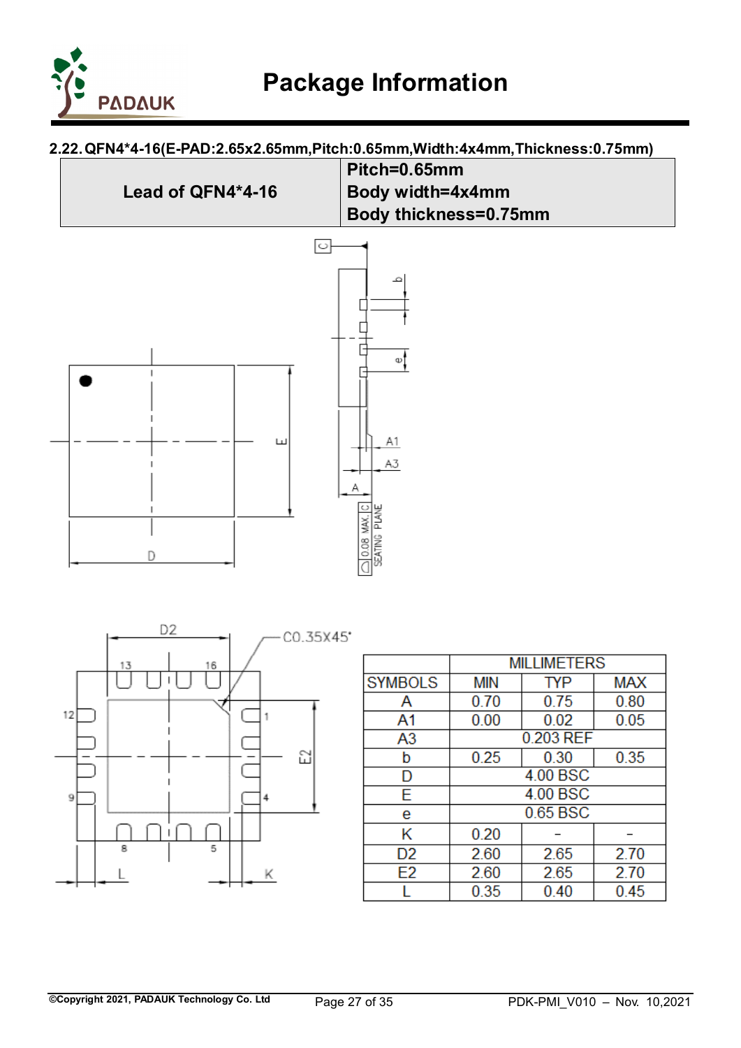### 2.22. QFN4*4-16(E-PAD:2.65x2.65mm,Pitch:0.65mm,Width:4x4mm,Thickness:0.75mm)

| Lead of QFN4*4-16 | Pitch=0.65mm<br>Body width=4x4mm<br>Body thickness=0.75mm |
|---|---|

| SYMBOLS | MILLIMETERS | | |
|---|---|---|---|
| | MIN | TYP | MAX |
| A | 0.70 | 0.75 | 0.80 |
| A1 | 0.00 | 0.02 | 0.05 |
| A3 | 0.203 REF | | |
| b | 0.25 | 0.30 | 0.35 |
| D | 4.00 BSC | | |
| E | 4.00 BSC | | |
| e | 0.65 BSC | | |
| K | 0.20 | - | - |
| D2 | 2.60 | 2.65 | 2.70 |
| E2 | 2.60 | 2.65 | 2.70 |
| L | 0.35 | 0.40 | 0.45 |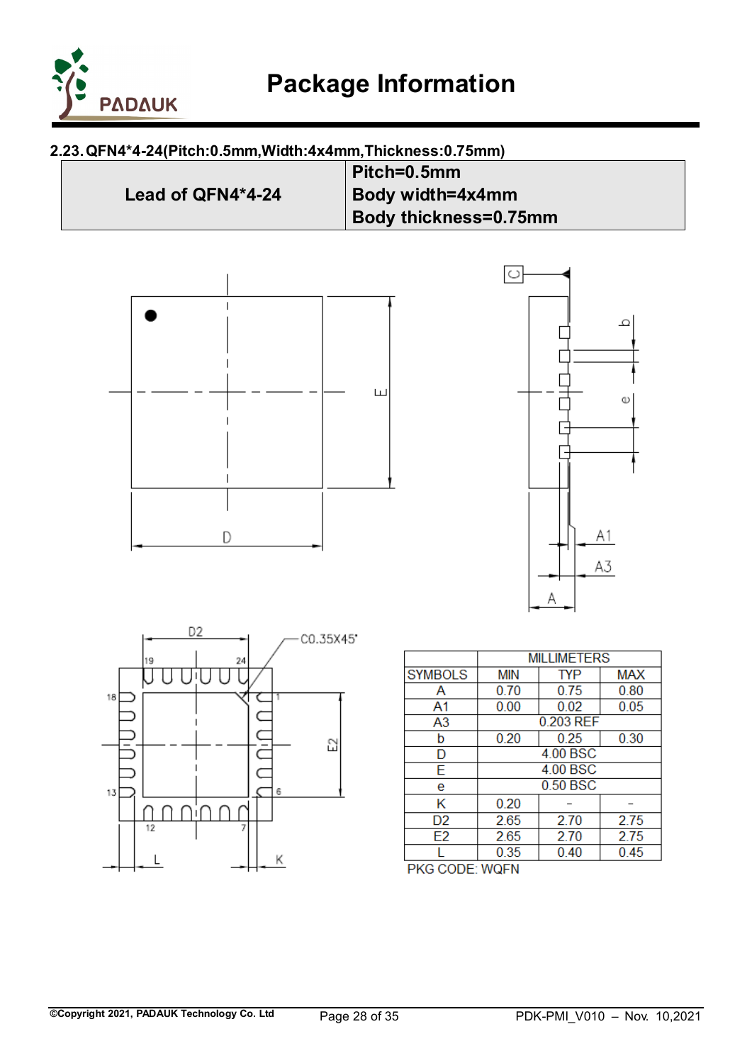## 2.23. QFN4*4-24(Pitch:0.5mm,Width:4x4mm,Thickness:0.75mm)

| Lead of QFN4*4-24 | Pitch=0.5mm<br>Body width=4x4mm<br>Body thickness=0.75mm |
|---|---|

| | MILLIMETERS | | |
|---|---|---|---|
| SYMBOLS | MIN | TYP | MAX |
| A | 0.70 | 0.75 | 0.80 |
| A1 | 0.00 | 0.02 | 0.05 |
| A3 | 0.203 REF | | |
| b | 0.20 | 0.25 | 0.30 |
| D | 4.00 BSC | | |
| E | 4.00 BSC | | |
| e | 0.50 BSC | | |
| K | 0.20 | - | - |
| D2 | 2.65 | 2.70 | 2.75 |
| E2 | 2.65 | 2.70 | 2.75 |
| L | 0.35 | 0.40 | 0.45 |

PKG CODE: WQFN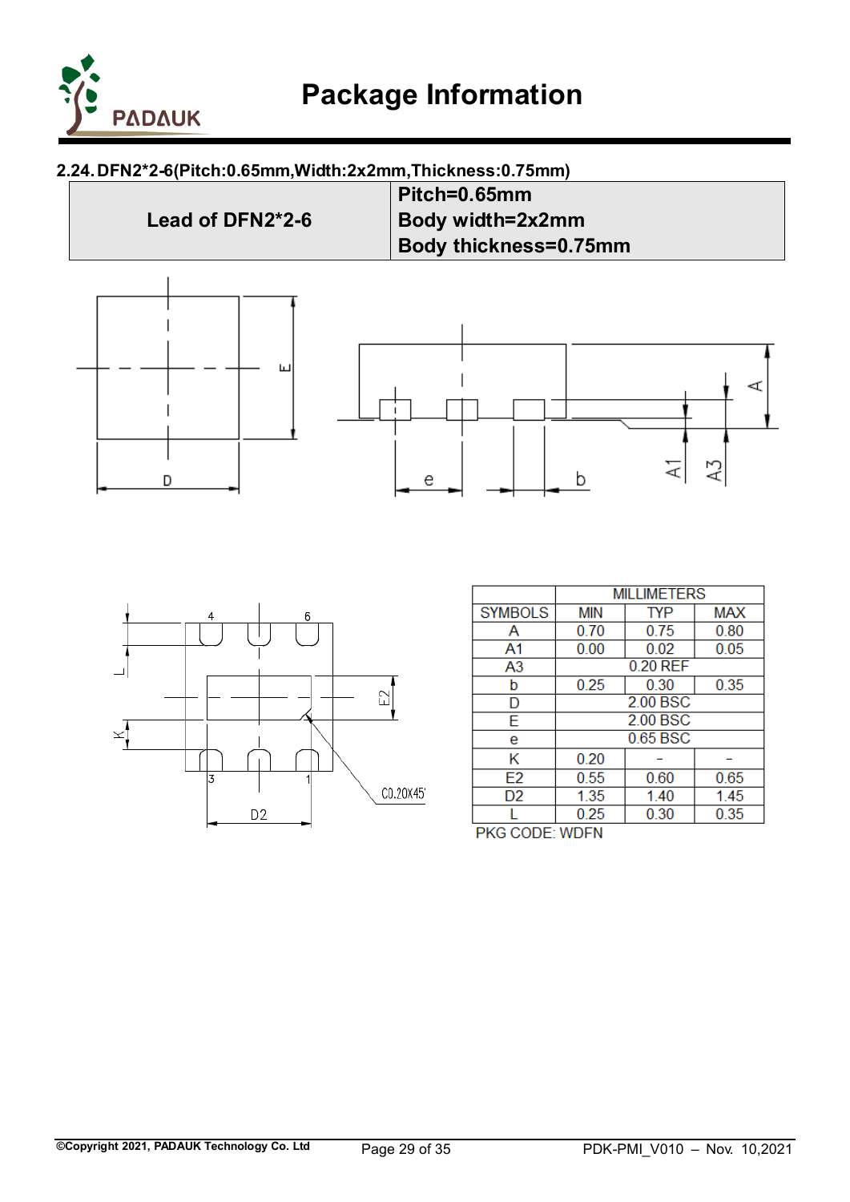### 2.24. DFN2*2-6(Pitch:0.65mm,Width:2x2mm,Thickness:0.75mm)

| Lead of DFN2*2-6 | Pitch=0.65mm<br>Body width=2x2mm<br>Body thickness=0.75mm |
|---|---|

| SYMBOLS | MILLIMETERS | | |
|---|---|---|---|
| | MIN | TYP | MAX |
| A | 0.70 | 0.75 | 0.80 |
| A1 | 0.00 | 0.02 | 0.05 |
| A3 | 0.20 REF | | |
| b | 0.25 | 0.30 | 0.35 |
| D | 2.00 BSC | | |
| E | 2.00 BSC | | |
| e | 0.65 BSC | | |
| K | 0.20 | – | – |
| E2 | 0.55 | 0.60 | 0.65 |
| D2 | 1.35 | 1.40 | 1.45 |
| L | 0.25 | 0.30 | 0.35 |

PKG CODE: WDFN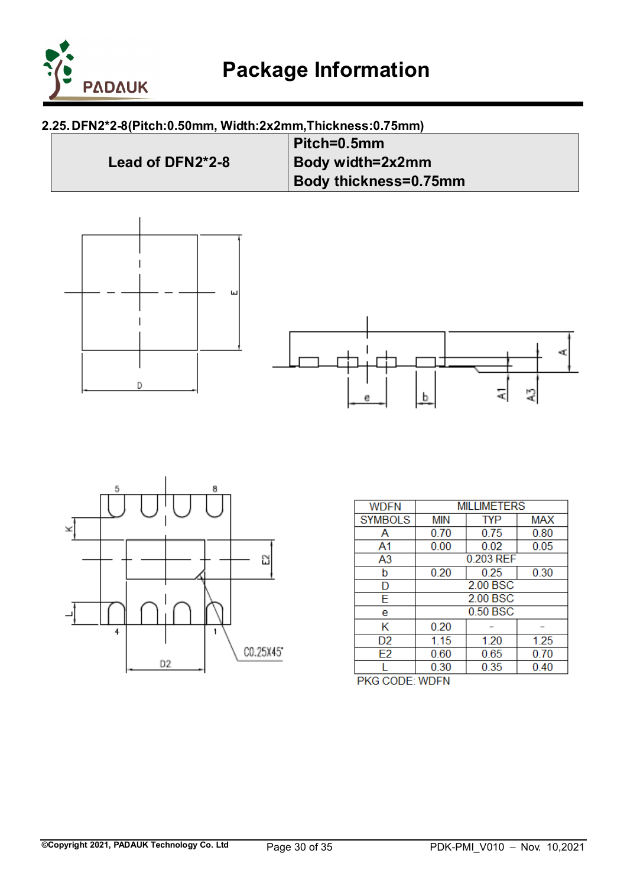## 2.25. DFN2*2-8(Pitch:0.50mm, Width:2x2mm,Thickness:0.75mm)

| Lead of DFN2*2-8 | Pitch=0.5mm<br>Body width=2x2mm<br>Body thickness=0.75mm |
|---|---|

| WDFN | MILLIMETERS | | |
|---|---|---|---|
| SYMBOLS | MIN | TYP | MAX |
| A | 0.70 | 0.75 | 0.80 |
| A1 | 0.00 | 0.02 | 0.05 |
| A3 | 0.203 REF | | |
| b | 0.20 | 0.25 | 0.30 |
| D | 2.00 BSC | | |
| E | 2.00 BSC | | |
| e | 0.50 BSC | | |
| K | 0.20 | – | – |
| D2 | 1.15 | 1.20 | 1.25 |
| E2 | 0.60 | 0.65 | 0.70 |
| L | 0.30 | 0.35 | 0.40 |

PKG CODE: WDFN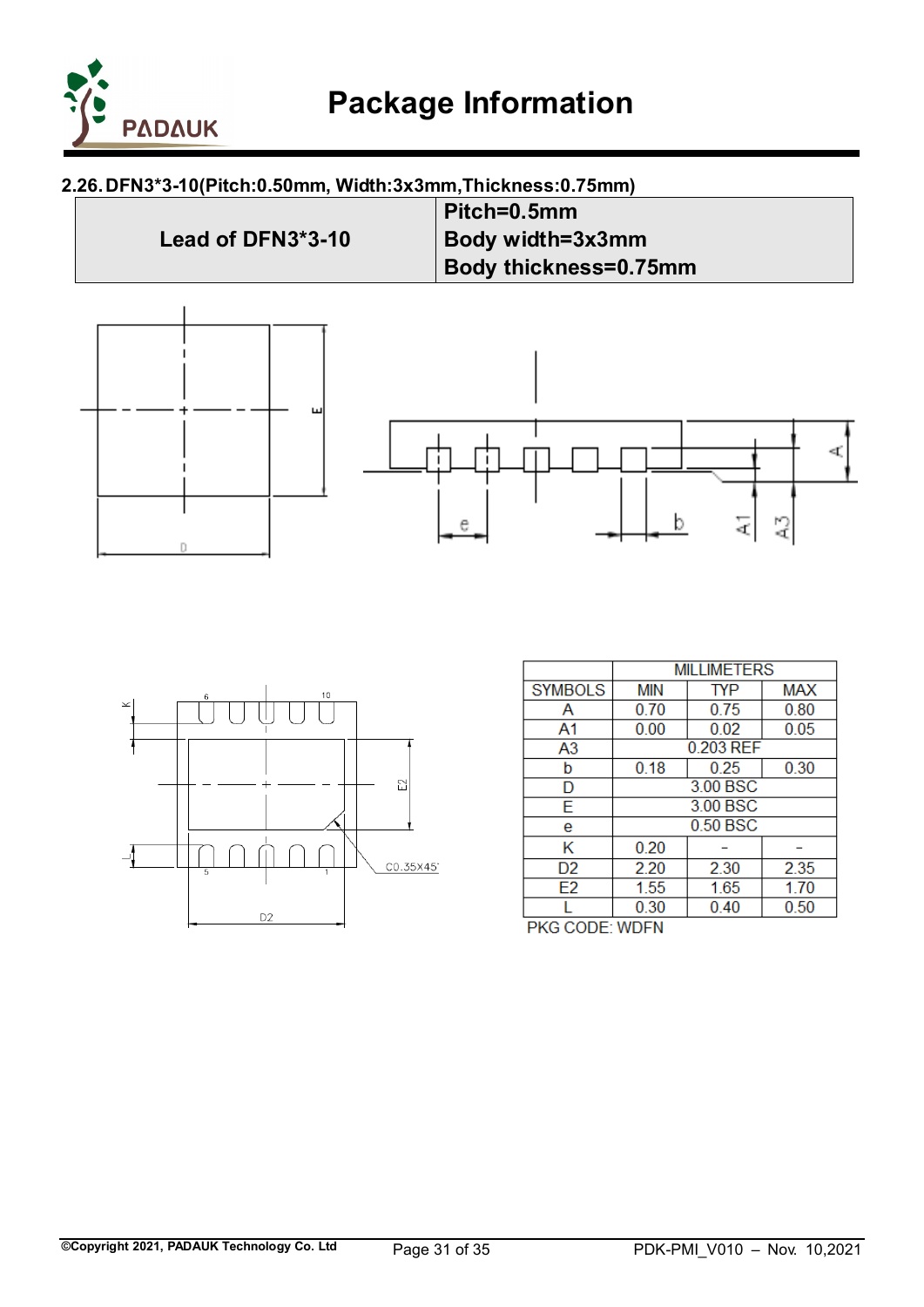### 2.26. DFN3*3-10(Pitch:0.50mm, Width:3x3mm,Thickness:0.75mm)

| Lead of DFN3*3-10 | Pitch=0.5mm<br>Body width=3x3mm<br>Body thickness=0.75mm |
|---|---|

| SYMBOLS | MILLIMETERS | | |
|---|---|---|---|
| | MIN | TYP | MAX |
| A | 0.70 | 0.75 | 0.80 |
| A1 | 0.00 | 0.02 | 0.05 |
| A3 | 0.203 REF | | |
| b | 0.18 | 0.25 | 0.30 |
| D | 3.00 BSC | | |
| E | 3.00 BSC | | |
| e | 0.50 BSC | | |
| K | 0.20 | - | - |
| D2 | 2.20 | 2.30 | 2.35 |
| E2 | 1.55 | 1.65 | 1.70 |
| L | 0.30 | 0.40 | 0.50 |

PKG CODE: WDFN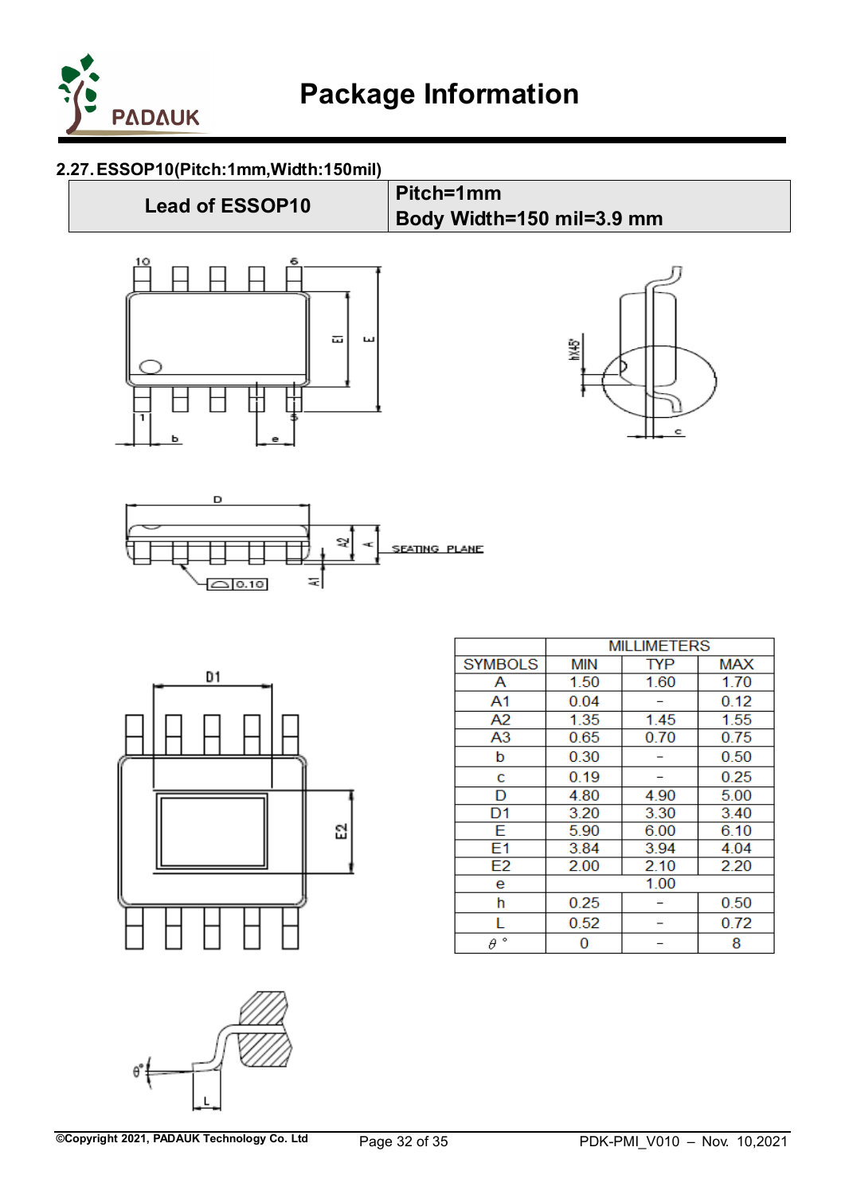## 2.27. ESSOP10(Pitch:1mm,Width:150mil)

| Lead of ESSOP10 | Pitch=1mm<br>Body Width=150 mil=3.9 mm |
|---|---|

| SYMBOLS | MILLIMETERS | | |
|---|---|---|---|
| | MIN | TYP | MAX |
| A | 1.50 | 1.60 | 1.70 |
| A1 | 0.04 | – | 0.12 |
| A2 | 1.35 | 1.45 | 1.55 |
| A3 | 0.65 | 0.70 | 0.75 |
| b | 0.30 | – | 0.50 |
| c | 0.19 | – | 0.25 |
| D | 4.80 | 4.90 | 5.00 |
| D1 | 3.20 | 3.30 | 3.40 |
| E | 5.90 | 6.00 | 6.10 |
| E1 | 3.84 | 3.94 | 4.04 |
| E2 | 2.00 | 2.10 | 2.20 |
| e | | 1.00 | |
| h | 0.25 | – | 0.50 |
| L | 0.52 | – | 0.72 |
| θ ° | 0 | – | 8 |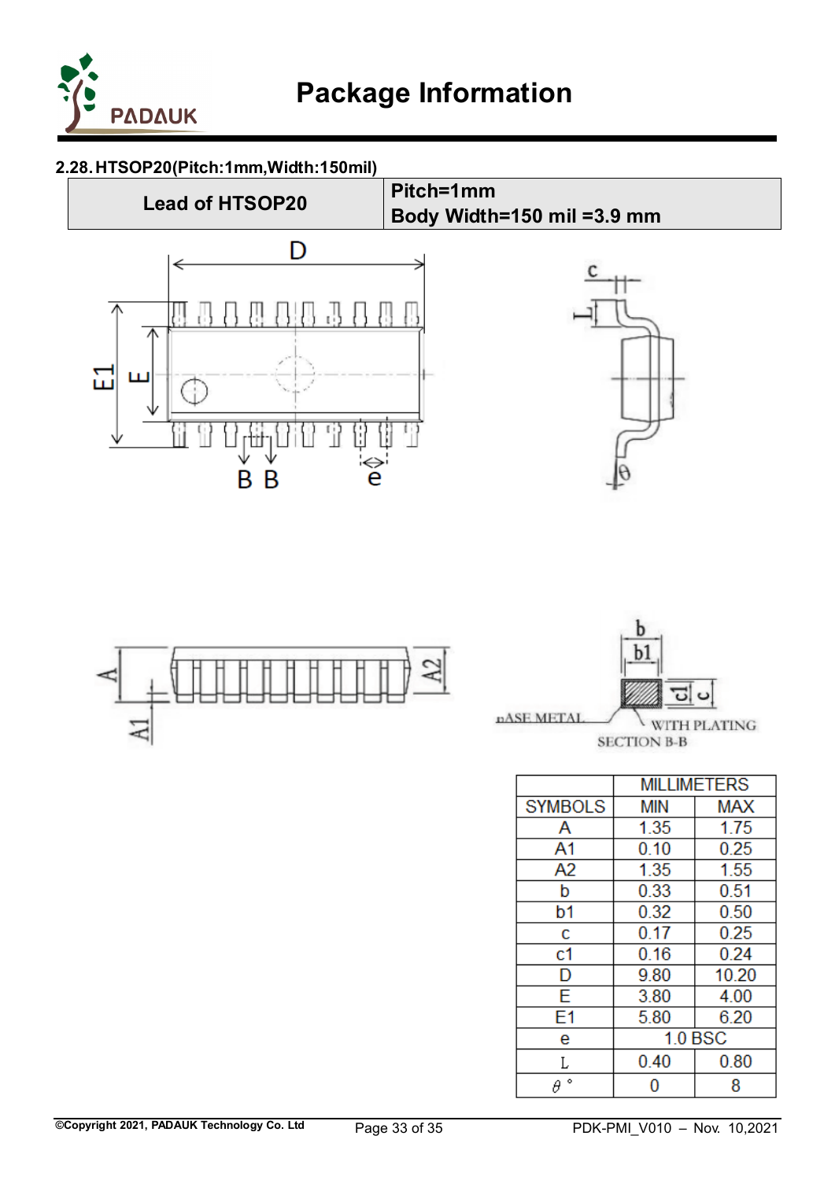### 2.28. HTSOP20(Pitch:1mm,Width:150mil)

| Lead of HTSOP20 | Pitch=1mm<br>Body Width=150 mil =3.9 mm |
|---|---|

| | MILLIMETERS | |
|---|---|---|
| SYMBOLS | MIN | MAX |
| A | 1.35 | 1.75 |
| A1 | 0.10 | 0.25 |
| A2 | 1.35 | 1.55 |
| b | 0.33 | 0.51 |
| b1 | 0.32 | 0.50 |
| c | 0.17 | 0.25 |
| c1 | 0.16 | 0.24 |
| D | 9.80 | 10.20 |
| E | 3.80 | 4.00 |
| E1 | 5.80 | 6.20 |
| e | 1.0 BSC | |
| L | 0.40 | 0.80 |
| θ ° | 0 | 8 |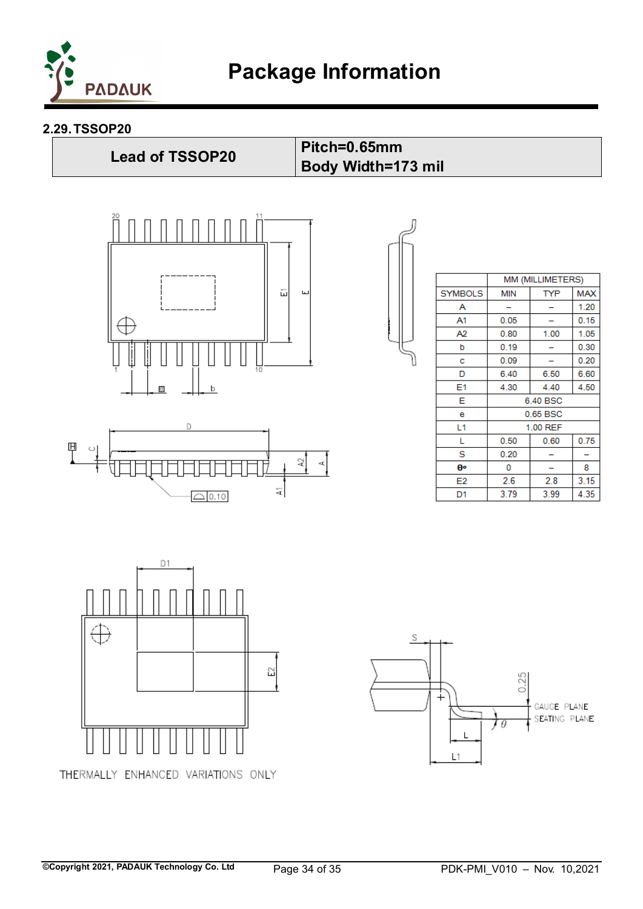## 2.29. TSSOP20

| Lead of TSSOP20 | Pitch=0.65mm<br>Body Width=173 mil |
|---|---|

| SYMBOLS | MM (MILLIMETERS) MIN | TYP | MAX |
|---|---|---|---|
| A | – | – | 1.20 |
| A1 | 0.05 | – | 0.15 |
| A2 | 0.80 | 1.00 | 1.05 |
| b | 0.19 | – | 0.30 |
| c | 0.09 | – | 0.20 |
| D | 6.40 | 6.50 | 6.60 |
| E1 | 4.30 | 4.40 | 4.50 |
| E | 6.40 BSC | | |
| e | 0.65 BSC | | |
| L1 | 1.00 REF | | |
| L | 0.50 | 0.60 | 0.75 |
| S | 0.20 | – | – |
| θ° | 0 | – | 8 |
| E2 | 2.6 | 2.8 | 3.15 |
| D1 | 3.79 | 3.99 | 4.35 |

THERMALLY ENHANCED VARIATIONS ONLY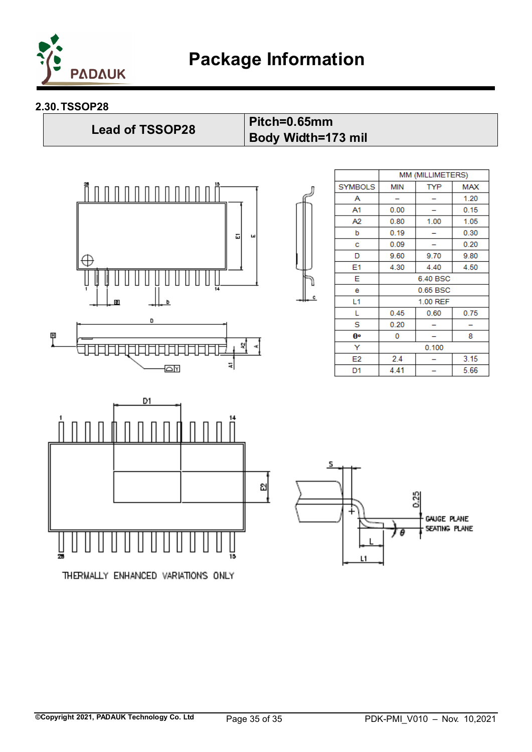## 2.30. TSSOP28

| Lead of TSSOP28 | Pitch=0.65mm<br>Body Width=173 mil |
|---|---|

| SYMBOLS | MM (MILLIMETERS) | | |
|---|---|---|---|
| | MIN | TYP | MAX |
| A | – | – | 1.20 |
| A1 | 0.00 | – | 0.15 |
| A2 | 0.80 | 1.00 | 1.05 |
| b | 0.19 | – | 0.30 |
| c | 0.09 | – | 0.20 |
| D | 9.60 | 9.70 | 9.80 |
| E1 | 4.30 | 4.40 | 4.50 |
| E | 6.40 BSC | | |
| e | 0.65 BSC | | |
| L1 | 1.00 REF | | |
| L | 0.45 | 0.60 | 0.75 |
| S | 0.20 | – | – |
| θ° | 0 | – | 8 |
| Y | 0.100 | | |
| E2 | 2.4 | – | 3.15 |
| D1 | 4.41 | – | 5.66 |

28
15
1
14
E1
E
e
b
c
D
H
A2
A
A1
Y

D1
1
14
E2
28
15

THERMALLY ENHANCED VARIATIONS ONLY

S
0.25
GAUGE PLANE
SEATING PLANE
θ
L
L1